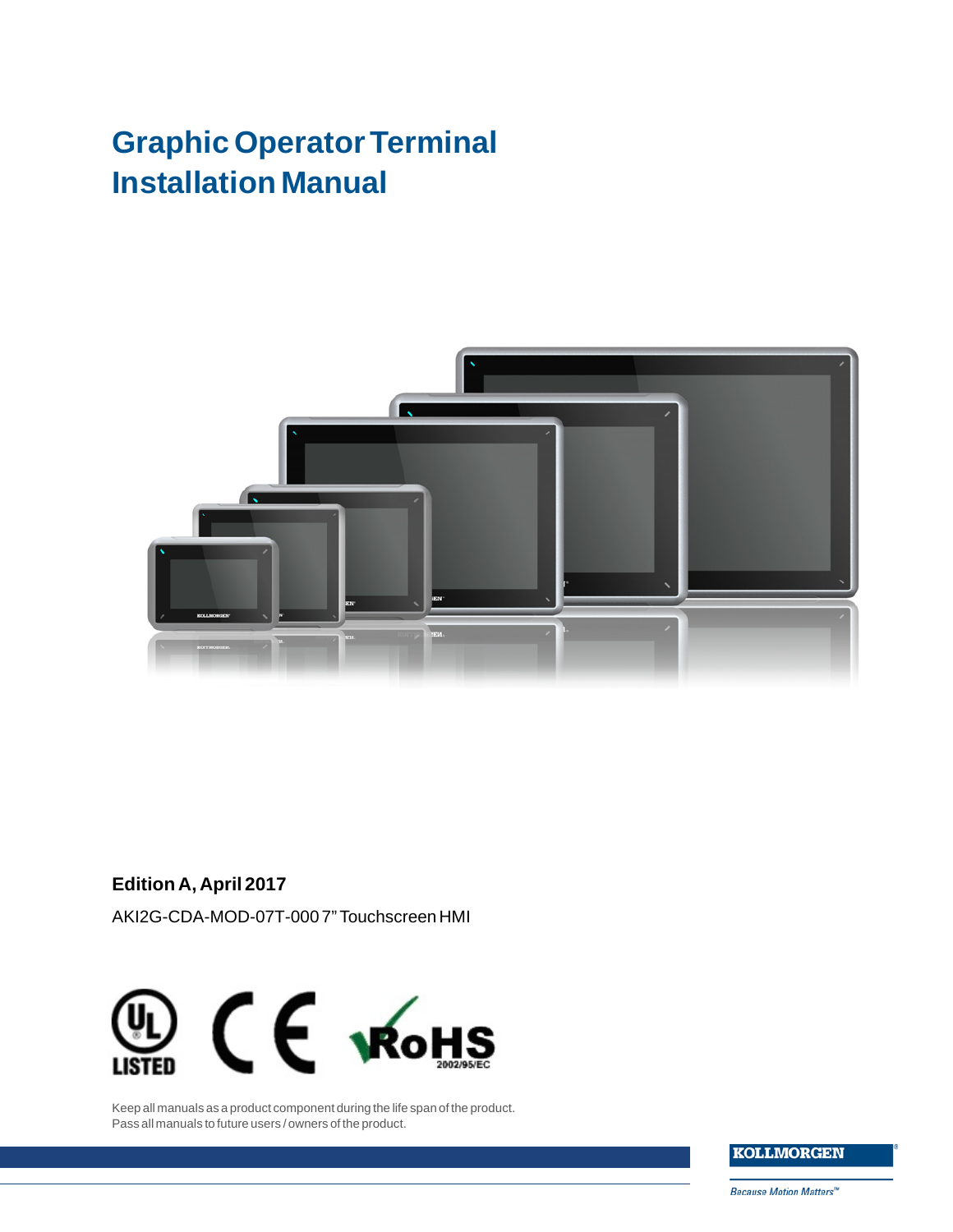# Graphic Operator Terminal Installation Manual

**Edition A, April 2017**

AKI2G-CDA-MOD-07T-000 7" Touchscreen HMI

Keep all manuals as a product component during the life span of the product.
Pass all manuals to future users / owners of the product.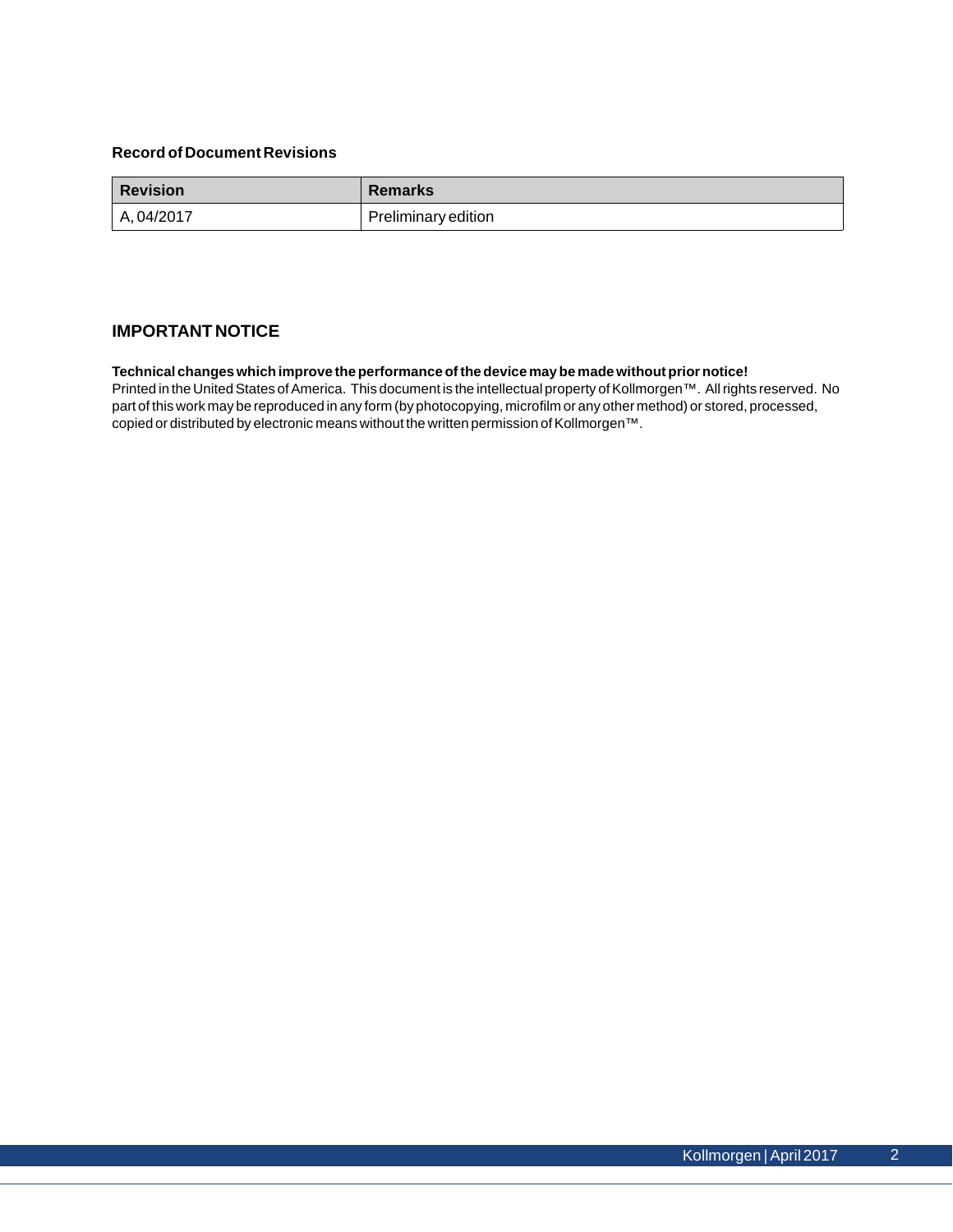**Record of Document Revisions**

| Revision | Remarks |
| --- | --- |
| A, 04/2017 | Preliminary edition |

## IMPORTANT NOTICE

**Technical changes which improve the performance of the device may be made without prior notice!**
Printed in the United States of America. This document is the intellectual property of Kollmorgen™. All rights reserved. No part of this work may be reproduced in any form (by photocopying, microfilm or any other method) or stored, processed, copied or distributed by electronic means without the written permission of Kollmorgen™.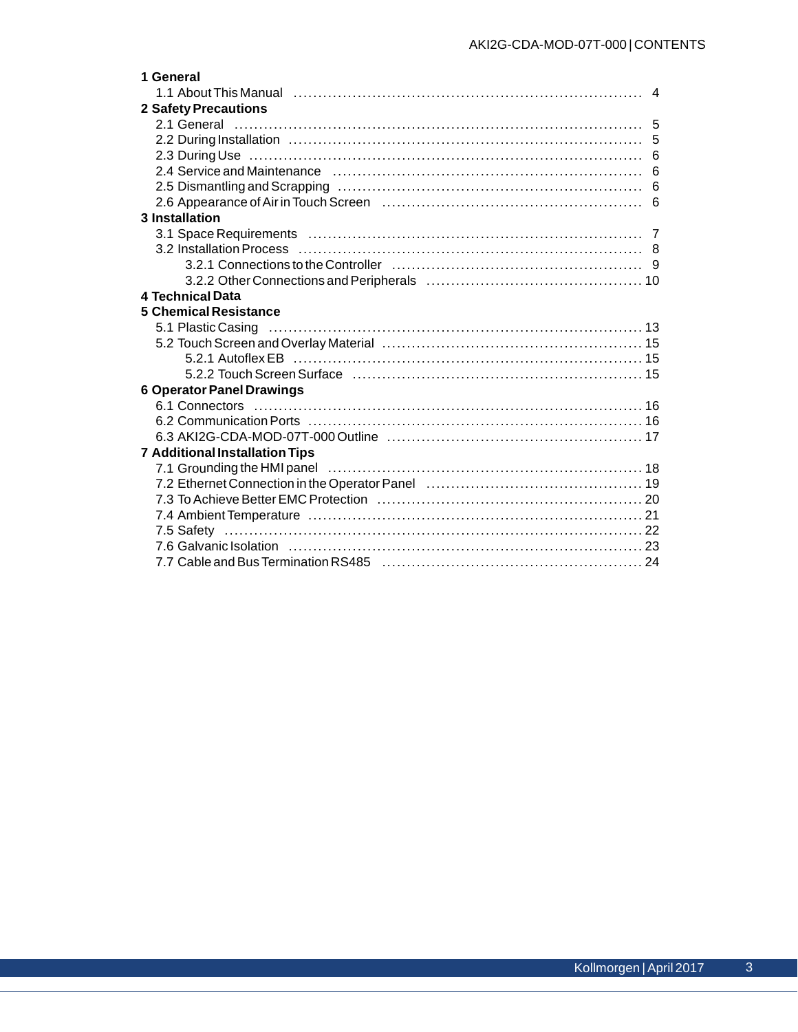**1 General**

- 1.1 About This Manual ....... 4

**2 Safety Precautions**

- 2.1 General ....... 5
- 2.2 During Installation ....... 5
- 2.3 During Use ....... 6
- 2.4 Service and Maintenance ....... 6
- 2.5 Dismantling and Scrapping ....... 6
- 2.6 Appearance of Air in Touch Screen ....... 6

**3 Installation**

- 3.1 Space Requirements ....... 7
- 3.2 Installation Process ....... 8
  - 3.2.1 Connections to the Controller ....... 9
  - 3.2.2 Other Connections and Peripherals ....... 10

**4 Technical Data**

**5 Chemical Resistance**

- 5.1 Plastic Casing ....... 13
- 5.2 Touch Screen and Overlay Material ....... 15
  - 5.2.1 Autoflex EB ....... 15
  - 5.2.2 Touch Screen Surface ....... 15

**6 Operator Panel Drawings**

- 6.1 Connectors ....... 16
- 6.2 Communication Ports ....... 16
- 6.3 AKI2G-CDA-MOD-07T-000 Outline ....... 17

**7 Additional Installation Tips**

- 7.1 Grounding the HMI panel ....... 18
- 7.2 Ethernet Connection in the Operator Panel ....... 19
- 7.3 To Achieve Better EMC Protection ....... 20
- 7.4 Ambient Temperature ....... 21
- 7.5 Safety ....... 22
- 7.6 Galvanic Isolation ....... 23
- 7.7 Cable and Bus Termination RS485 ....... 24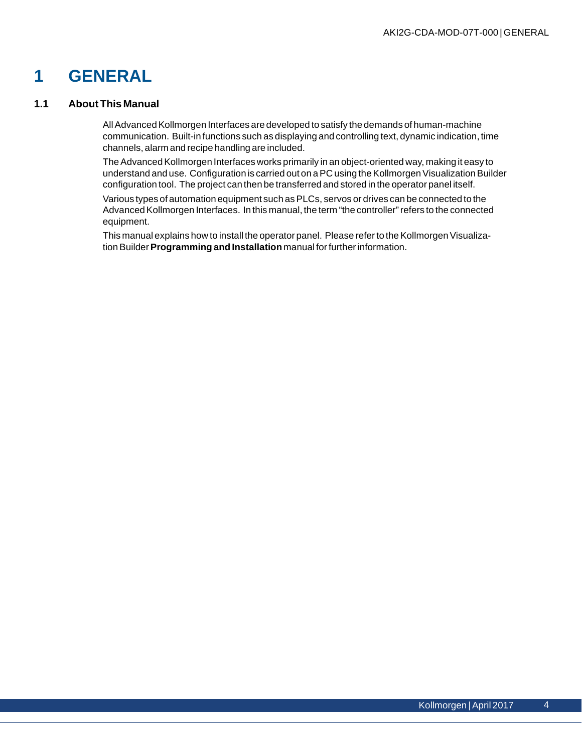# 1 GENERAL

## 1.1 About This Manual

All Advanced Kollmorgen Interfaces are developed to satisfy the demands of human-machine communication. Built-in functions such as displaying and controlling text, dynamic indication, time channels, alarm and recipe handling are included.

The Advanced Kollmorgen Interfaces works primarily in an object-oriented way, making it easy to understand and use. Configuration is carried out on a PC using the Kollmorgen Visualization Builder configuration tool. The project can then be transferred and stored in the operator panel itself.

Various types of automation equipment such as PLCs, servos or drives can be connected to the Advanced Kollmorgen Interfaces. In this manual, the term "the controller" refers to the connected equipment.

This manual explains how to install the operator panel. Please refer to the Kollmorgen Visualization Builder **Programming and Installation** manual for further information.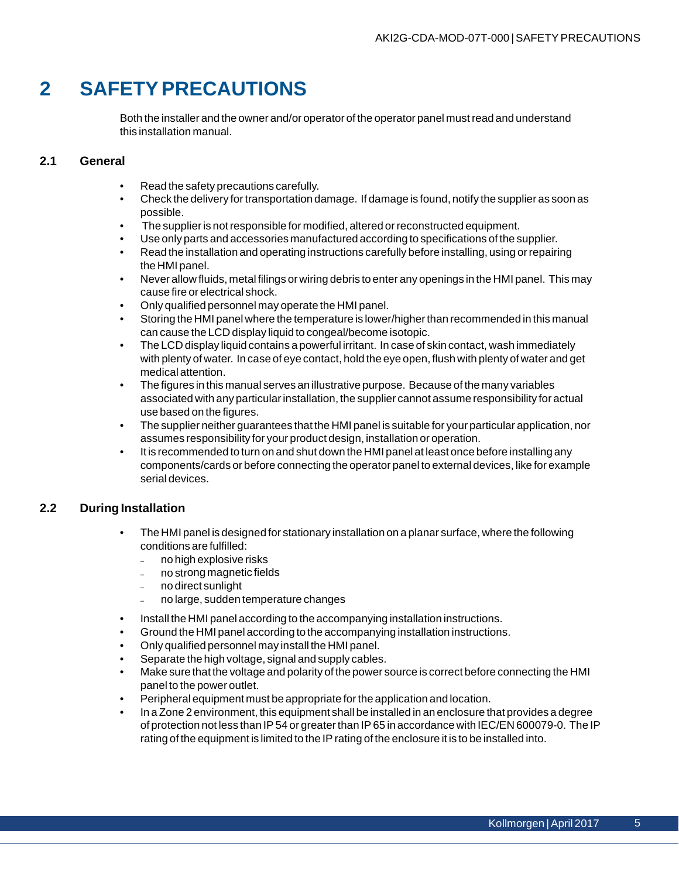# 2 SAFETY PRECAUTIONS

Both the installer and the owner and/or operator of the operator panel must read and understand this installation manual.

## 2.1 General

- Read the safety precautions carefully.
- Check the delivery for transportation damage. If damage is found, notify the supplier as soon as possible.
- The supplier is not responsible for modified, altered or reconstructed equipment.
- Use only parts and accessories manufactured according to specifications of the supplier.
- Read the installation and operating instructions carefully before installing, using or repairing the HMI panel.
- Never allow fluids, metal filings or wiring debris to enter any openings in the HMI panel. This may cause fire or electrical shock.
- Only qualified personnel may operate the HMI panel.
- Storing the HMI panel where the temperature is lower/higher than recommended in this manual can cause the LCD display liquid to congeal/become isotopic.
- The LCD display liquid contains a powerful irritant. In case of skin contact, wash immediately with plenty of water. In case of eye contact, hold the eye open, flush with plenty of water and get medical attention.
- The figures in this manual serves an illustrative purpose. Because of the many variables associated with any particular installation, the supplier cannot assume responsibility for actual use based on the figures.
- The supplier neither guarantees that the HMI panel is suitable for your particular application, nor assumes responsibility for your product design, installation or operation.
- It is recommended to turn on and shut down the HMI panel at least once before installing any components/cards or before connecting the operator panel to external devices, like for example serial devices.

## 2.2 During Installation

- The HMI panel is designed for stationary installation on a planar surface, where the following conditions are fulfilled:
  - no high explosive risks
  - no strong magnetic fields
  - no direct sunlight
  - no large, sudden temperature changes
- Install the HMI panel according to the accompanying installation instructions.
- Ground the HMI panel according to the accompanying installation instructions.
- Only qualified personnel may install the HMI panel.
- Separate the high voltage, signal and supply cables.
- Make sure that the voltage and polarity of the power source is correct before connecting the HMI panel to the power outlet.
- Peripheral equipment must be appropriate for the application and location.
- In a Zone 2 environment, this equipment shall be installed in an enclosure that provides a degree of protection not less than IP 54 or greater than IP 65 in accordance with IEC/EN 600079-0. The IP rating of the equipment is limited to the IP rating of the enclosure it is to be installed into.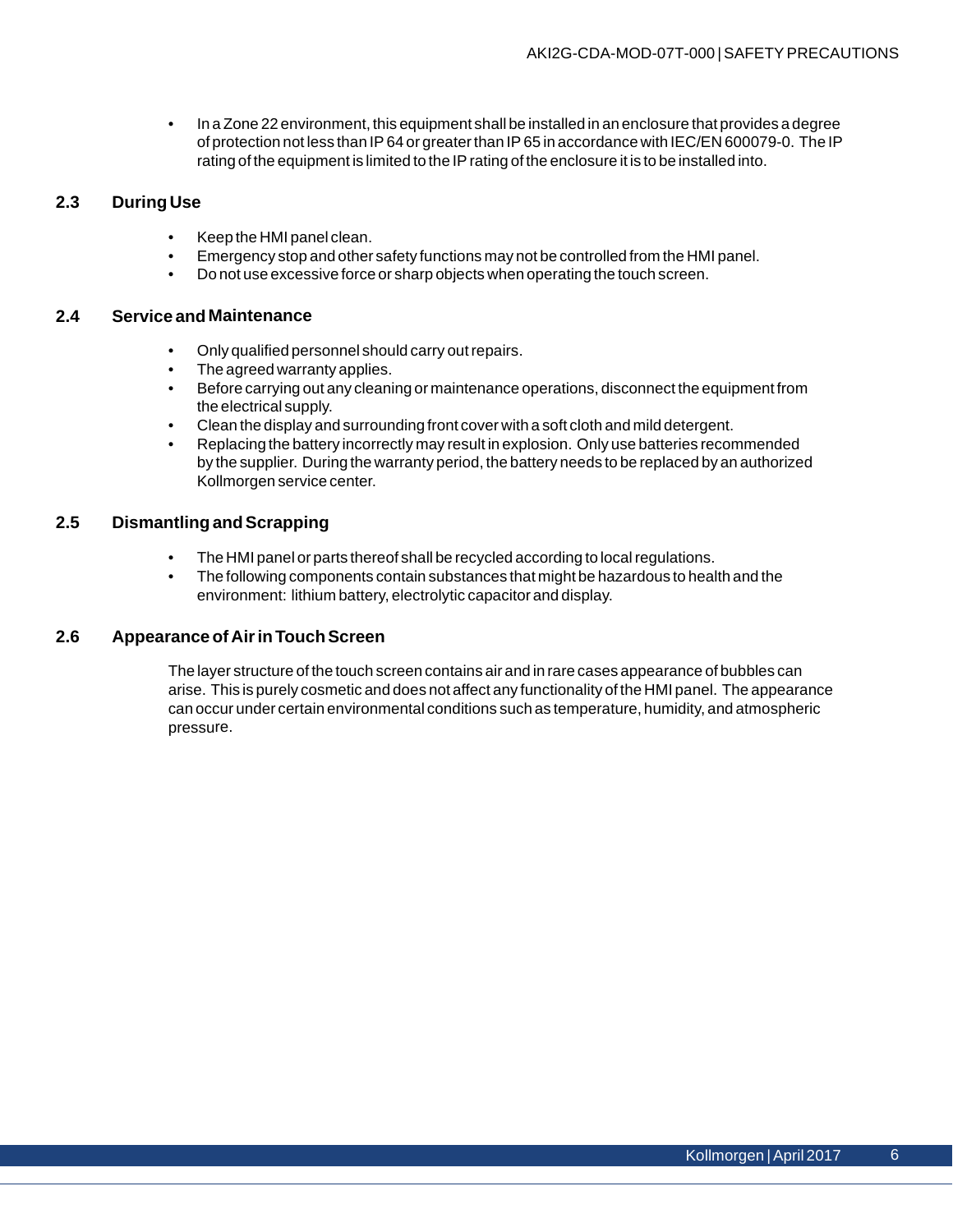- In a Zone 22 environment, this equipment shall be installed in an enclosure that provides a degree of protection not less than IP 64 or greater than IP 65 in accordance with IEC/EN 600079-0. The IP rating of the equipment is limited to the IP rating of the enclosure it is to be installed into.

## 2.3 During Use

- Keep the HMI panel clean.
- Emergency stop and other safety functions may not be controlled from the HMI panel.
- Do not use excessive force or sharp objects when operating the touch screen.

## 2.4 Service and Maintenance

- Only qualified personnel should carry out repairs.
- The agreed warranty applies.
- Before carrying out any cleaning or maintenance operations, disconnect the equipment from the electrical supply.
- Clean the display and surrounding front cover with a soft cloth and mild detergent.
- Replacing the battery incorrectly may result in explosion. Only use batteries recommended by the supplier. During the warranty period, the battery needs to be replaced by an authorized Kollmorgen service center.

## 2.5 Dismantling and Scrapping

- The HMI panel or parts thereof shall be recycled according to local regulations.
- The following components contain substances that might be hazardous to health and the environment: lithium battery, electrolytic capacitor and display.

## 2.6 Appearance of Air in Touch Screen

The layer structure of the touch screen contains air and in rare cases appearance of bubbles can arise. This is purely cosmetic and does not affect any functionality of the HMI panel. The appearance can occur under certain environmental conditions such as temperature, humidity, and atmospheric pressure.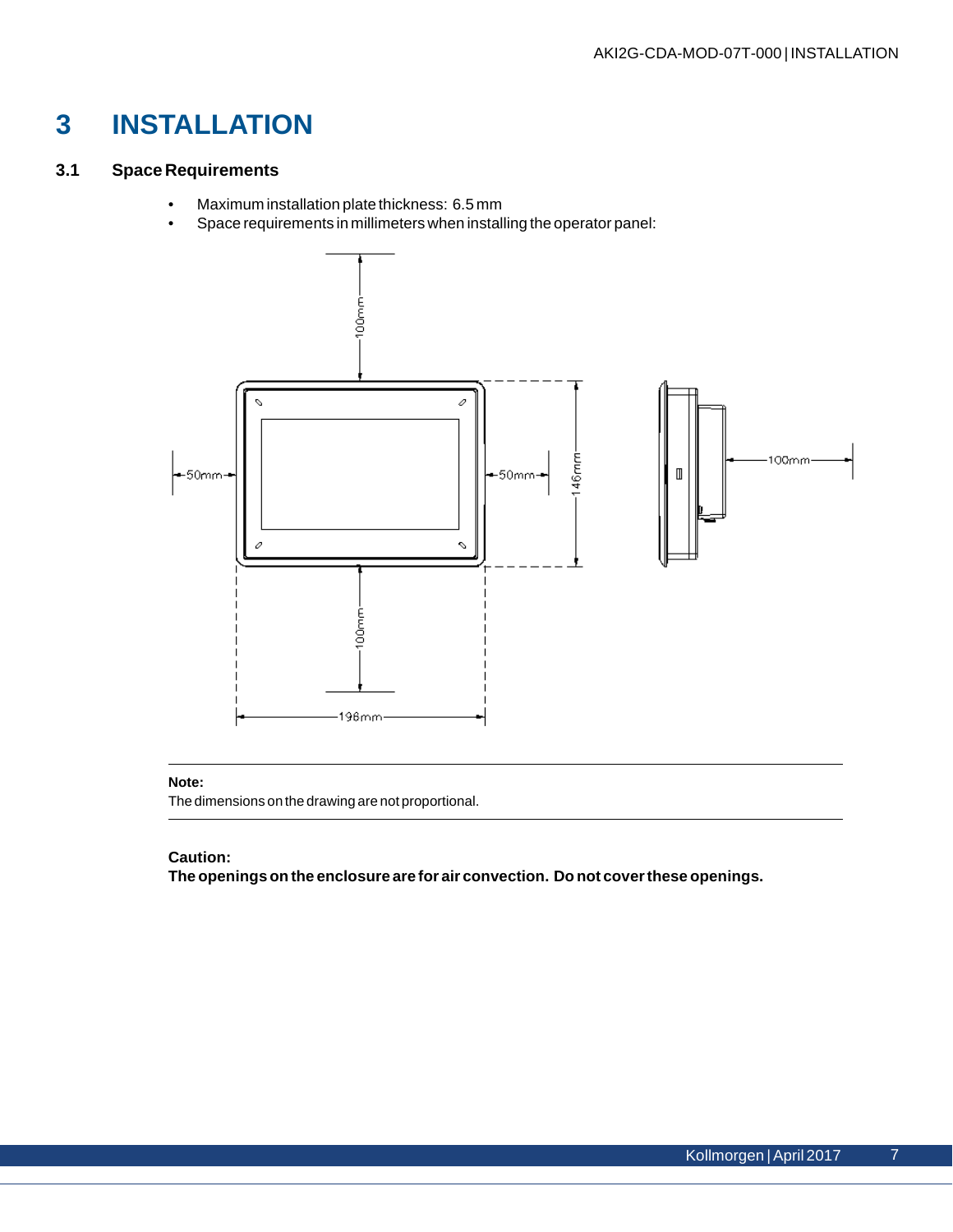# 3 INSTALLATION

## 3.1 Space Requirements

- Maximum installation plate thickness: 6.5 mm
- Space requirements in millimeters when installing the operator panel:

**Note:**
The dimensions on the drawing are not proportional.

**Caution:**
**The openings on the enclosure are for air convection. Do not cover these openings.**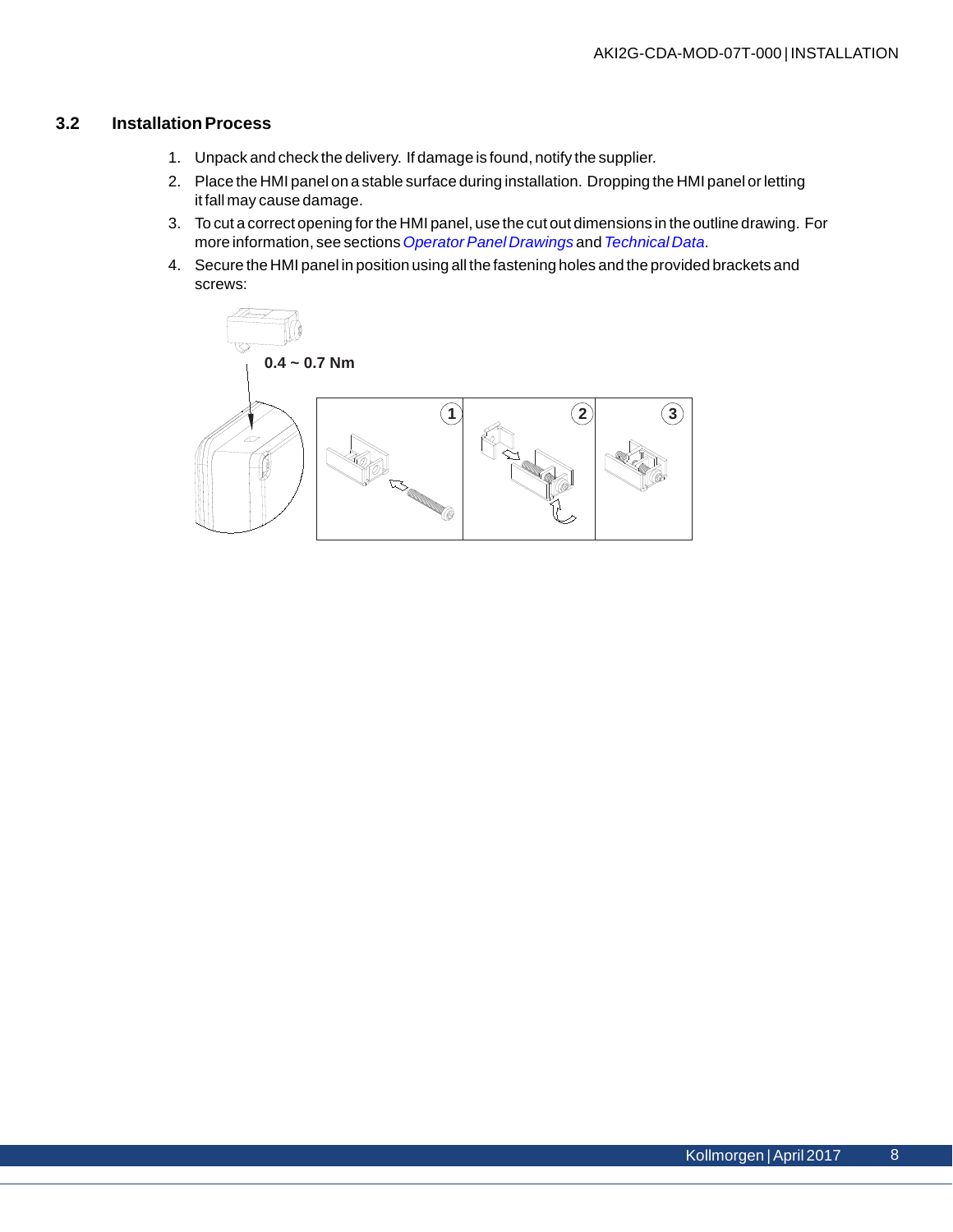## 3.2 Installation Process

1. Unpack and check the delivery. If damage is found, notify the supplier.
2. Place the HMI panel on a stable surface during installation. Dropping the HMI panel or letting it fall may cause damage.
3. To cut a correct opening for the HMI panel, use the cut out dimensions in the outline drawing. For more information, see sections *Operator Panel Drawings* and *Technical Data*.
4. Secure the HMI panel in position using all the fastening holes and the provided brackets and screws:

0.4 ~ 0.7 Nm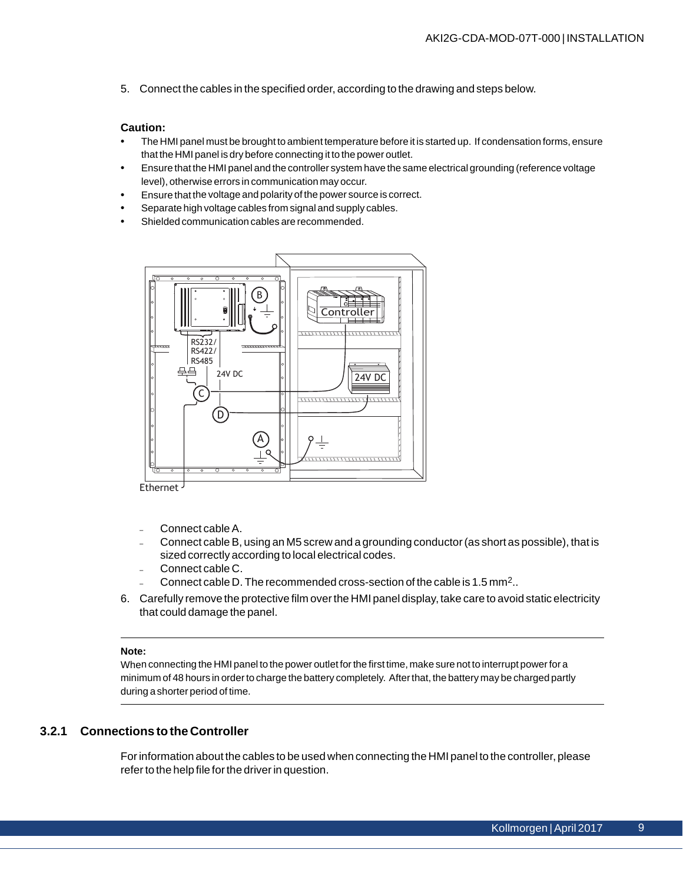5. Connect the cables in the specified order, according to the drawing and steps below.

**Caution:**

- The HMI panel must be brought to ambient temperature before it is started up. If condensation forms, ensure that the HMI panel is dry before connecting it to the power outlet.
- Ensure that the HMI panel and the controller system have the same electrical grounding (reference voltage level), otherwise errors in communication may occur.
- Ensure that the voltage and polarity of the power source is correct.
- Separate high voltage cables from signal and supply cables.
- Shielded communication cables are recommended.

 - Connect cable A.
 - Connect cable B, using an M5 screw and a grounding conductor (as short as possible), that is sized correctly according to local electrical codes.
 - Connect cable C.
 - Connect cable D. The recommended cross-section of the cable is 1.5 $mm^2$..

6. Carefully remove the protective film over the HMI panel display, take care to avoid static electricity that could damage the panel.

**Note:**

When connecting the HMI panel to the power outlet for the first time, make sure not to interrupt power for a minimum of 48 hours in order to charge the battery completely. After that, the battery may be charged partly during a shorter period of time.

### 3.2.1 Connections to the Controller

For information about the cables to be used when connecting the HMI panel to the controller, please refer to the help file for the driver in question.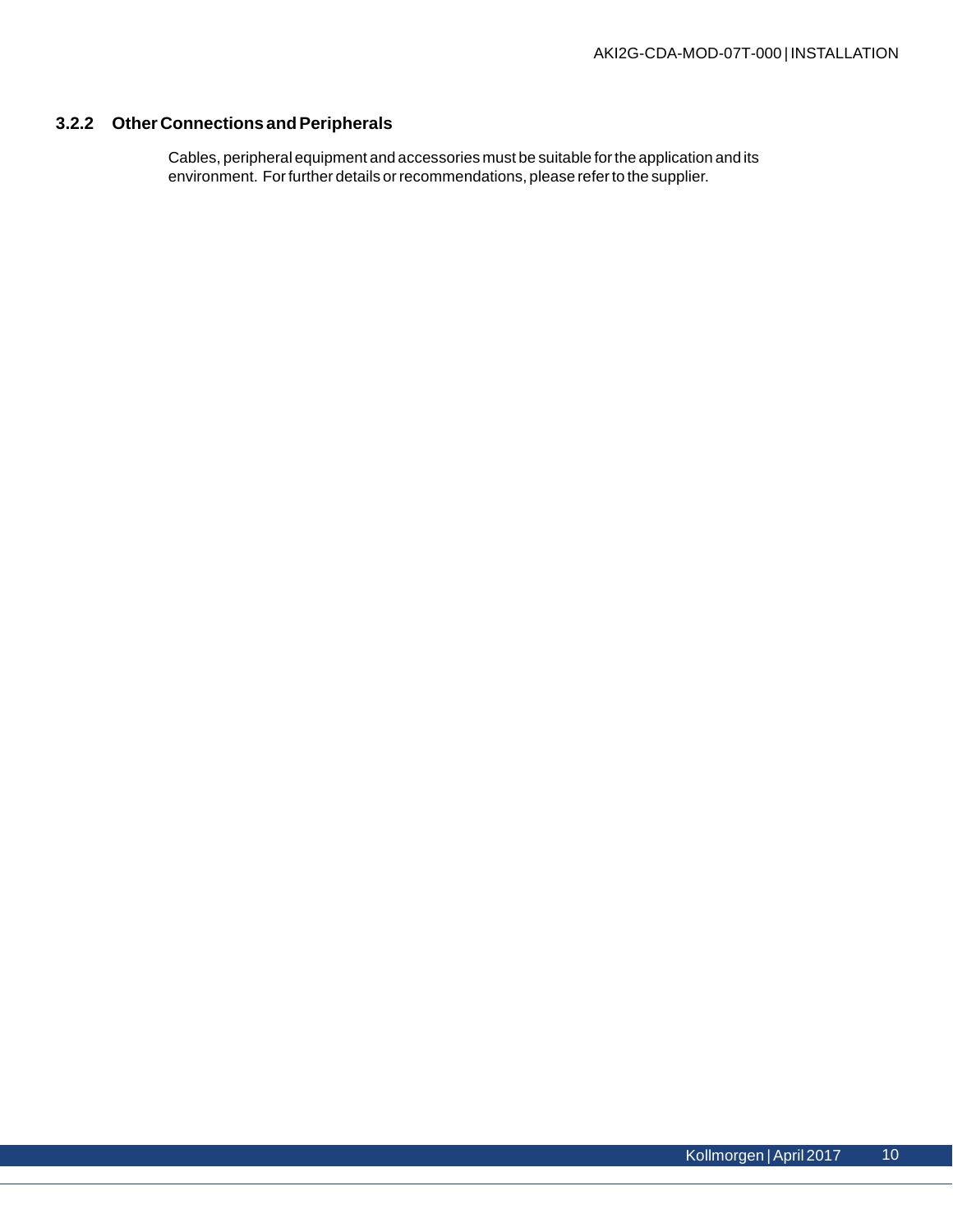### 3.2.2 Other Connections and Peripherals

Cables, peripheral equipment and accessories must be suitable for the application and its environment. For further details or recommendations, please refer to the supplier.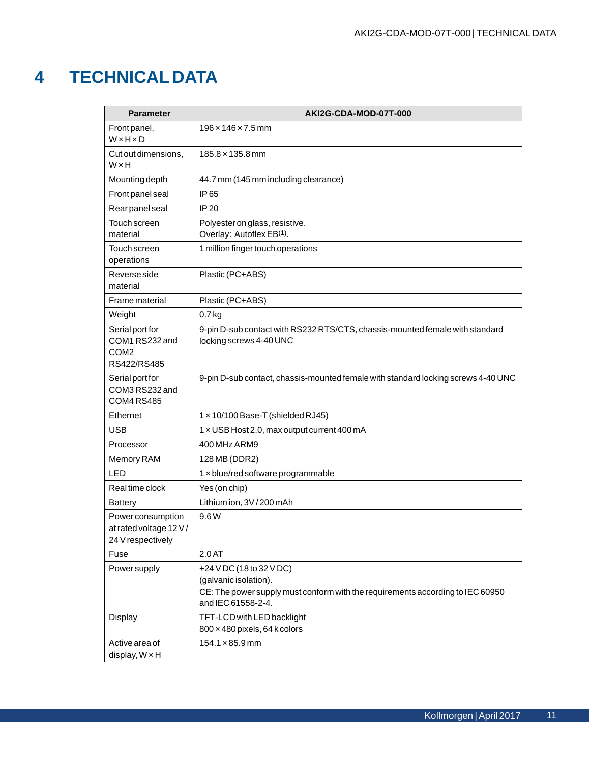# 4 TECHNICAL DATA

| Parameter | AKI2G-CDA-MOD-07T-000 |
| --- | --- |
| Front panel, W × H × D | 196 × 146 × 7.5 mm |
| Cut out dimensions, W × H | 185.8 × 135.8 mm |
| Mounting depth | 44.7 mm (145 mm including clearance) |
| Front panel seal | IP 65 |
| Rear panel seal | IP 20 |
| Touch screen material | Polyester on glass, resistive.<br>Overlay: Autoflex EB[1]. |
| Touch screen operations | 1 million finger touch operations |
| Reverse side material | Plastic (PC+ABS) |
| Frame material | Plastic (PC+ABS) |
| Weight | 0.7 kg |
| Serial port for COM1 RS232 and COM2 RS422/RS485 | 9-pin D-sub contact with RS232 RTS/CTS, chassis-mounted female with standard locking screws 4-40 UNC |
| Serial port for COM3 RS232 and COM4 RS485 | 9-pin D-sub contact, chassis-mounted female with standard locking screws 4-40 UNC |
| Ethernet | 1 × 10/100 Base-T (shielded RJ45) |
| USB | 1 × USB Host 2.0, max output current 400 mA |
| Processor | 400 MHz ARM9 |
| Memory RAM | 128 MB (DDR2) |
| LED | 1 × blue/red software programmable |
| Real time clock | Yes (on chip) |
| Battery | Lithium ion, 3V / 200 mAh |
| Power consumption at rated voltage 12 V / 24 V respectively | 9.6 W |
| Fuse | 2.0 AT |
| Power supply | +24 V DC (18 to 32 V DC)<br>(galvanic isolation).<br>CE: The power supply must conform with the requirements according to IEC 60950 and IEC 61558-2-4. |
| Display | TFT-LCD with LED backlight<br>800 × 480 pixels, 64 k colors |
| Active area of display, W × H | 154.1 × 85.9 mm |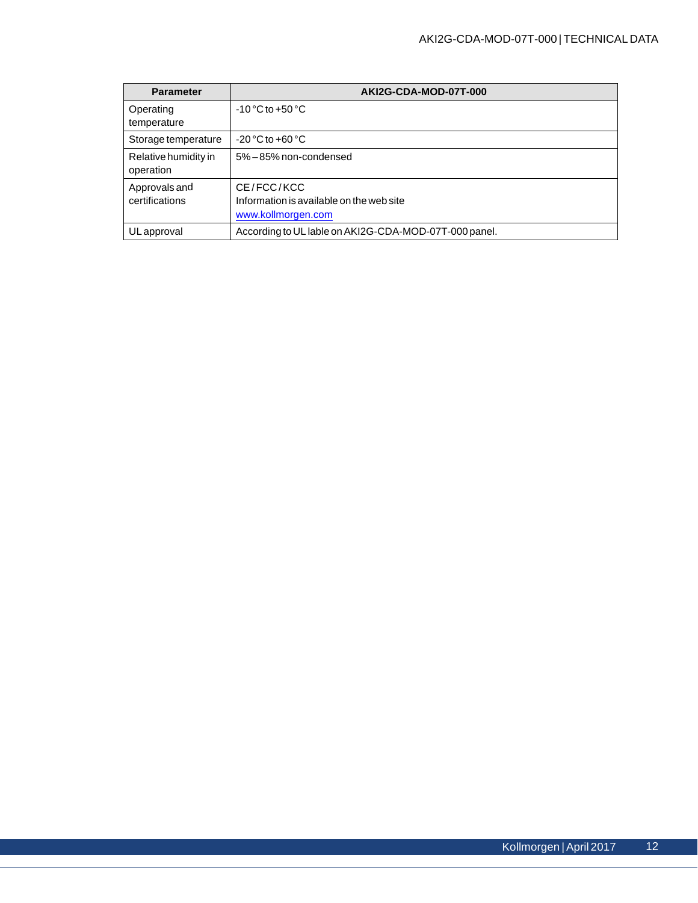| Parameter | AKI2G-CDA-MOD-07T-000 |
|---|---|
| Operating temperature | -10 °C to +50 °C |
| Storage temperature | -20 °C to +60 °C |
| Relative humidity in operation | 5% – 85% non-condensed |
| Approvals and certifications | CE / FCC / KCC<br>Information is available on the web site<br>www.kollmorgen.com |
| UL approval | According to UL lable on AKI2G-CDA-MOD-07T-000 panel. |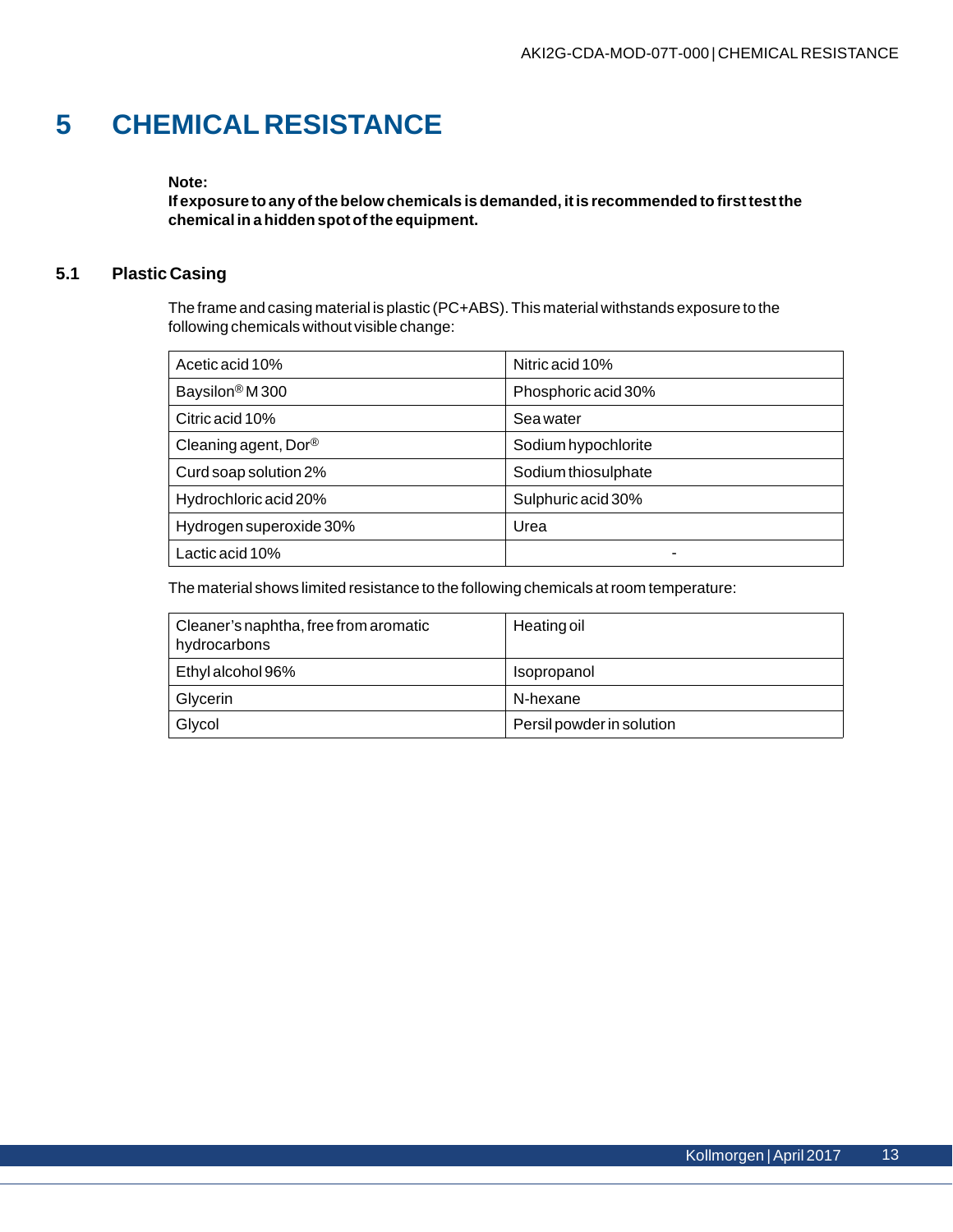# 5 CHEMICAL RESISTANCE

**Note:**
**If exposure to any of the below chemicals is demanded, it is recommended to first test the chemical in a hidden spot of the equipment.**

## 5.1 Plastic Casing

The frame and casing material is plastic (PC+ABS). This material withstands exposure to the following chemicals without visible change:

| | |
|---|---|
| Acetic acid 10% | Nitric acid 10% |
| Baysilon® M 300 | Phosphoric acid 30% |
| Citric acid 10% | Sea water |
| Cleaning agent, Dor® | Sodium hypochlorite |
| Curd soap solution 2% | Sodium thiosulphate |
| Hydrochloric acid 20% | Sulphuric acid 30% |
| Hydrogen superoxide 30% | Urea |
| Lactic acid 10% | - |

The material shows limited resistance to the following chemicals at room temperature:

| | |
|---|---|
| Cleaner's naphtha, free from aromatic hydrocarbons | Heating oil |
| Ethyl alcohol 96% | Isopropanol |
| Glycerin | N-hexane |
| Glycol | Persil powder in solution |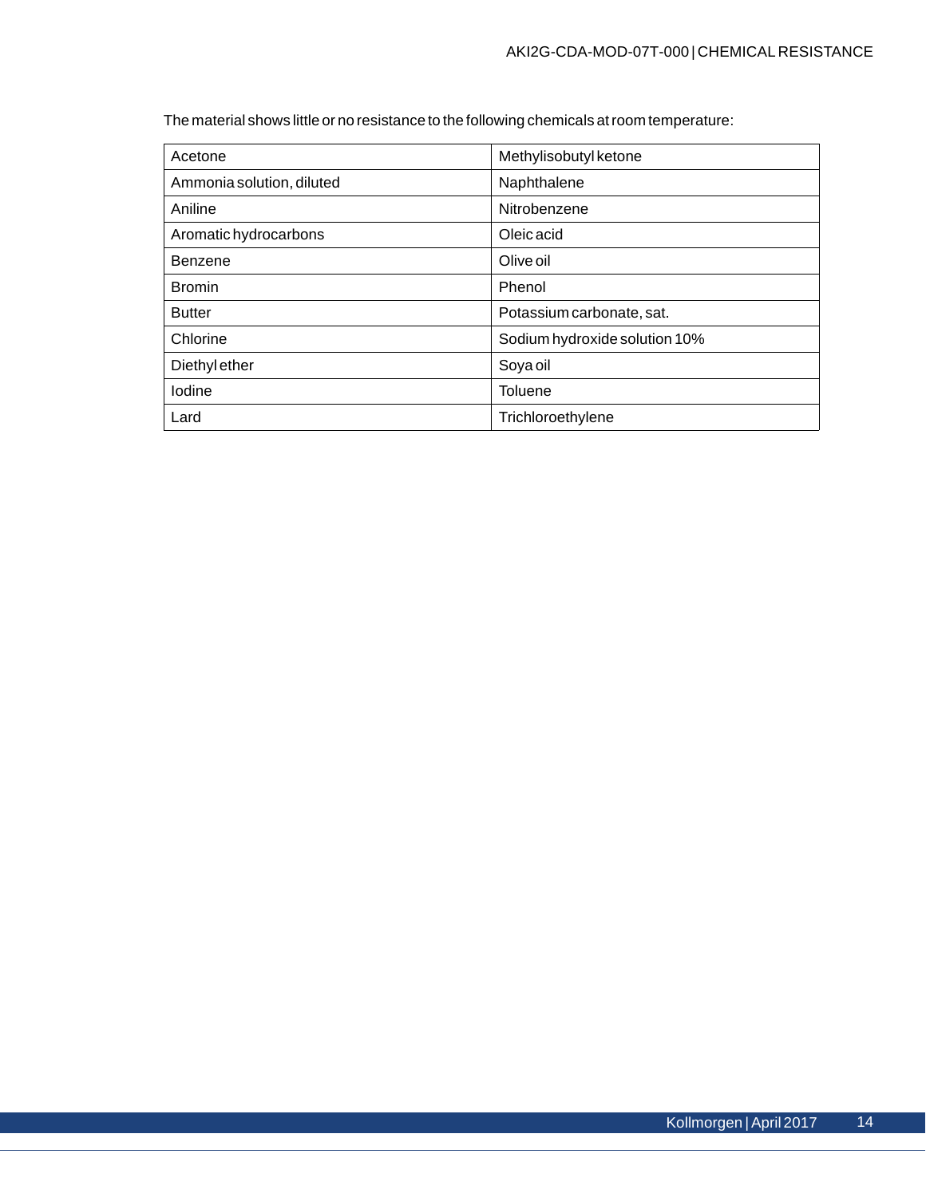The material shows little or no resistance to the following chemicals at room temperature:

| Acetone | Methylisobutyl ketone |
|---|---|
| Ammonia solution, diluted | Naphthalene |
| Aniline | Nitrobenzene |
| Aromatic hydrocarbons | Oleic acid |
| Benzene | Olive oil |
| Bromin | Phenol |
| Butter | Potassium carbonate, sat. |
| Chlorine | Sodium hydroxide solution 10% |
| Diethyl ether | Soya oil |
| Iodine | Toluene |
| Lard | Trichloroethylene |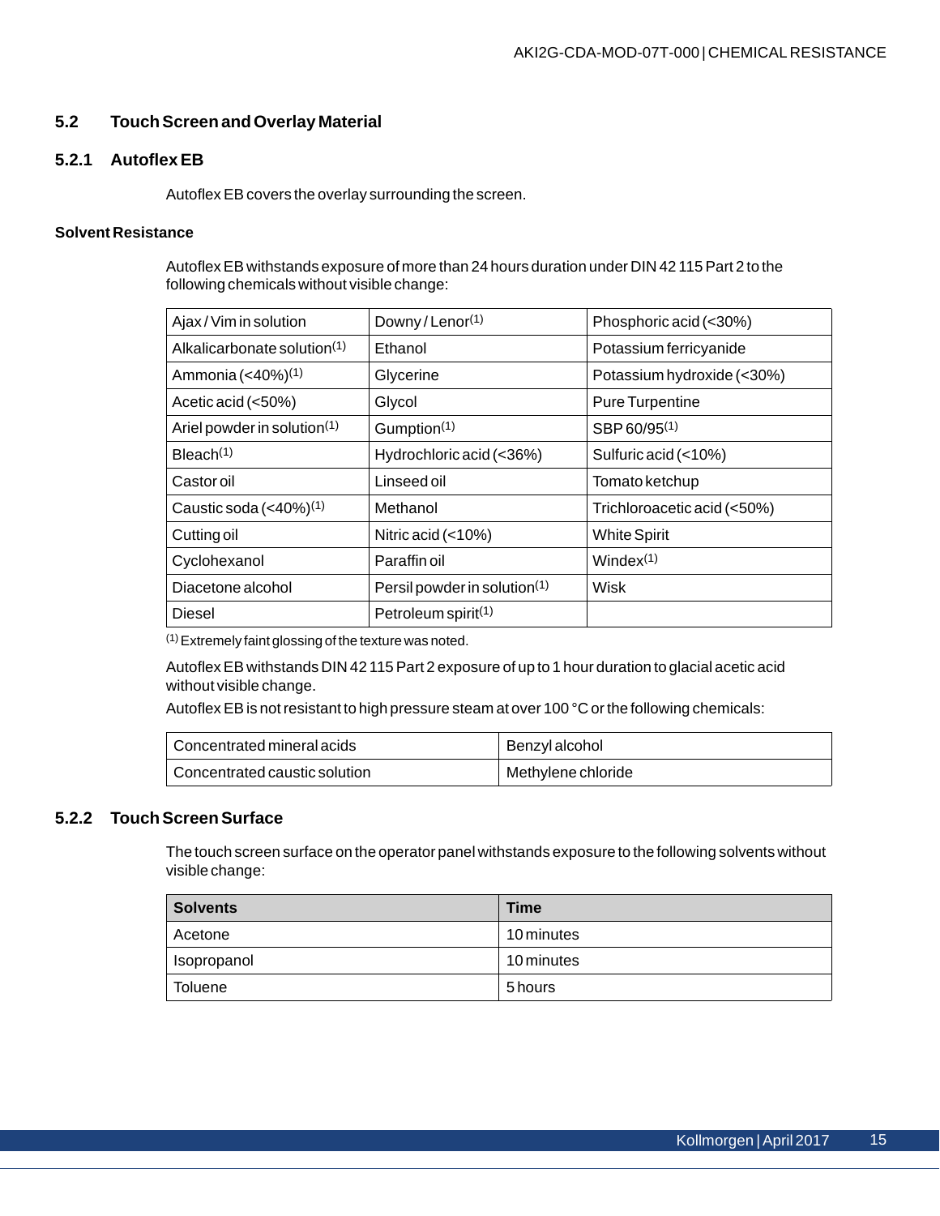## 5.2 Touch Screen and Overlay Material

### 5.2.1 Autoflex EB

Autoflex EB covers the overlay surrounding the screen.

**Solvent Resistance**

Autoflex EB withstands exposure of more than 24 hours duration under DIN 42 115 Part 2 to the following chemicals without visible change:

| | | |
|---|---|---|
| Ajax / Vim in solution | Downy / Lenor(1) | Phosphoric acid (<30%) |
| Alkalicarbonate solution(1) | Ethanol | Potassium ferricyanide |
| Ammonia (<40%)(1) | Glycerine | Potassium hydroxide (<30%) |
| Acetic acid (<50%) | Glycol | Pure Turpentine |
| Ariel powder in solution(1) | Gumption(1) | SBP 60/95(1) |
| Bleach(1) | Hydrochloric acid (<36%) | Sulfuric acid (<10%) |
| Castor oil | Linseed oil | Tomato ketchup |
| Caustic soda (<40%)(1) | Methanol | Trichloroacetic acid (<50%) |
| Cutting oil | Nitric acid (<10%) | White Spirit |
| Cyclohexanol | Paraffin oil | Windex(1) |
| Diacetone alcohol | Persil powder in solution(1) | Wisk |
| Diesel | Petroleum spirit(1) | |

(1) Extremely faint glossing of the texture was noted.

Autoflex EB withstands DIN 42 115 Part 2 exposure of up to 1 hour duration to glacial acetic acid without visible change.

Autoflex EB is not resistant to high pressure steam at over 100 °C or the following chemicals:

| | |
|---|---|
| Concentrated mineral acids | Benzyl alcohol |
| Concentrated caustic solution | Methylene chloride |

### 5.2.2 Touch Screen Surface

The touch screen surface on the operator panel withstands exposure to the following solvents without visible change:

| Solvents | Time |
|---|---|
| Acetone | 10 minutes |
| Isopropanol | 10 minutes |
| Toluene | 5 hours |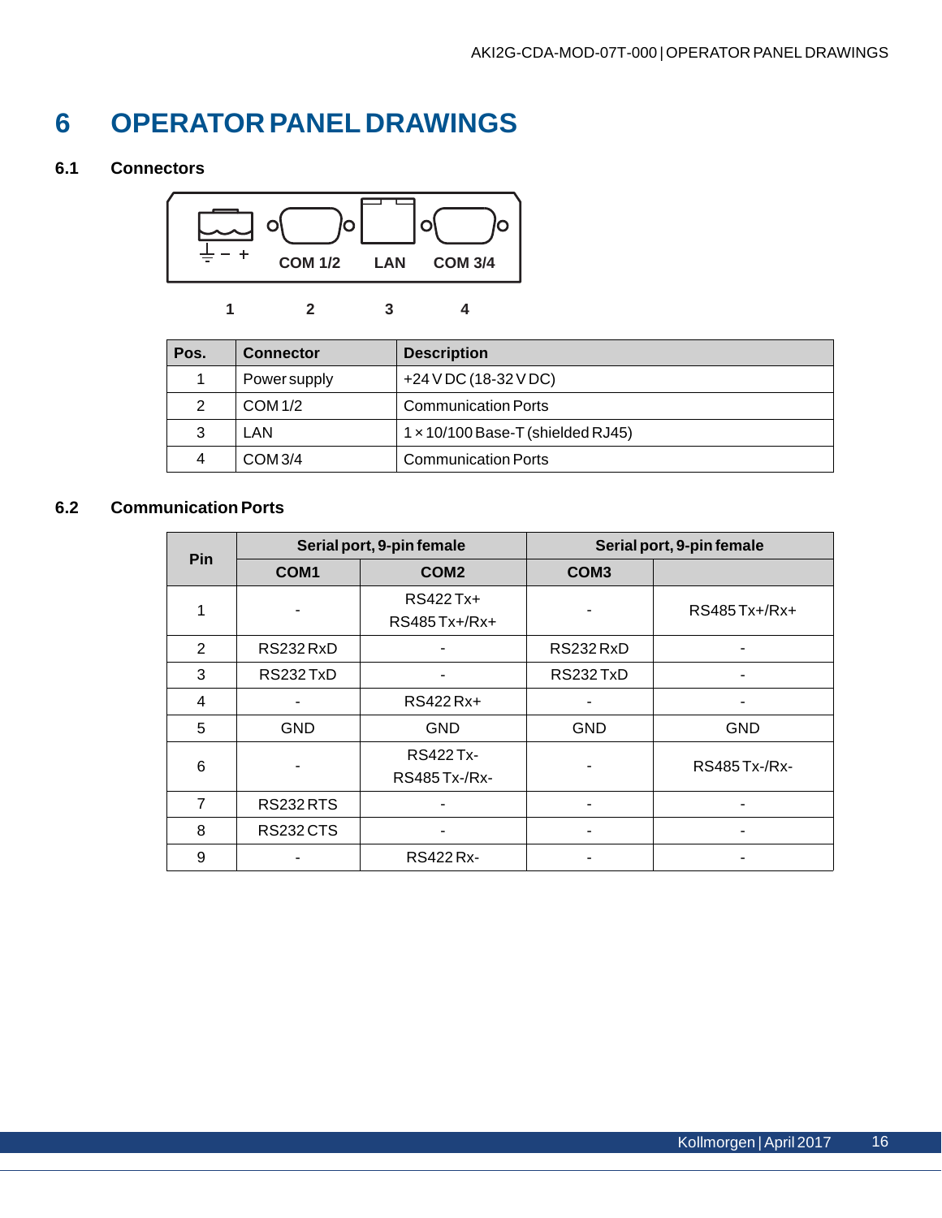# 6 OPERATOR PANEL DRAWINGS

## 6.1 Connectors

COM 1/2 LAN COM 3/4

1 2 3 4

| Pos. | Connector | Description |
|---|---|---|
| 1 | Power supply | +24 V DC (18-32 V DC) |
| 2 | COM 1/2 | Communication Ports |
| 3 | LAN | 1 × 10/100 Base-T (shielded RJ45) |
| 4 | COM 3/4 | Communication Ports |

## 6.2 Communication Ports

| Pin | Serial port, 9-pin female | | Serial port, 9-pin female | |
|---|---|---|---|---|
| | COM1 | COM2 | COM3 | |
| 1 | - | RS422 Tx+ RS485 Tx+/Rx+ | - | RS485 Tx+/Rx+ |
| 2 | RS232 RxD | - | RS232 RxD | - |
| 3 | RS232 TxD | - | RS232 TxD | - |
| 4 | - | RS422 Rx+ | - | - |
| 5 | GND | GND | GND | GND |
| 6 | - | RS422 Tx- RS485 Tx-/Rx- | - | RS485 Tx-/Rx- |
| 7 | RS232 RTS | - | - | - |
| 8 | RS232 CTS | - | - | - |
| 9 | - | RS422 Rx- | - | - |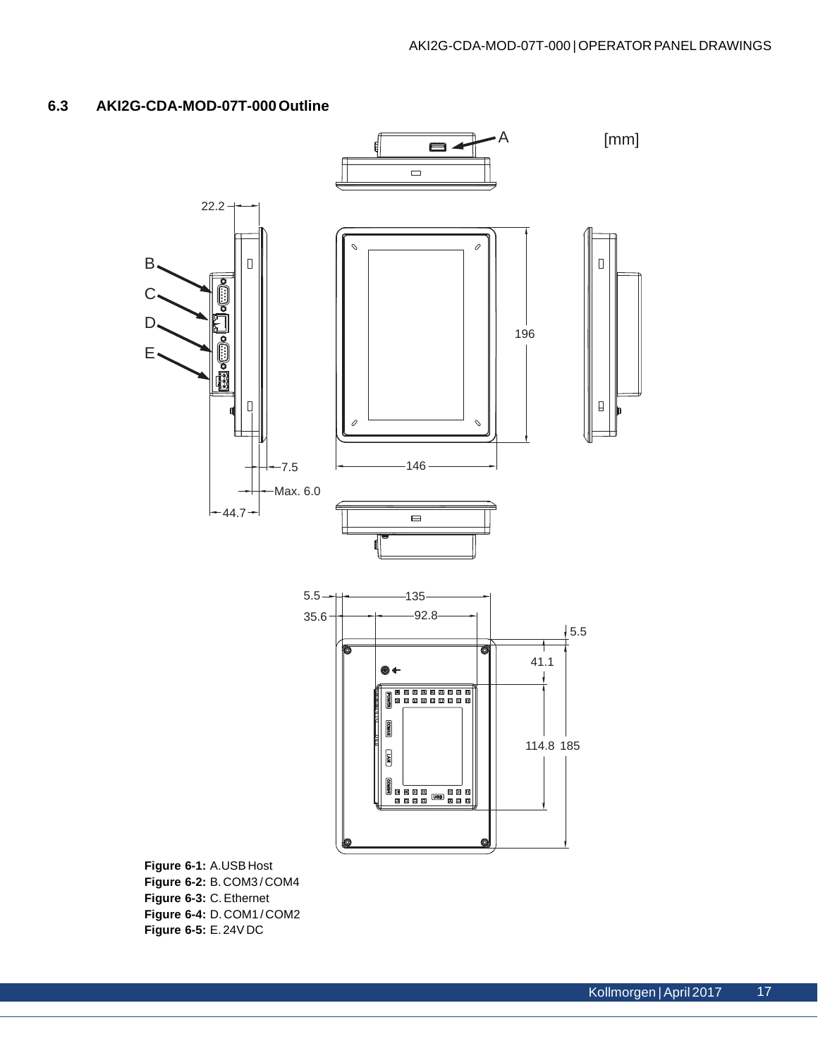## 6.3 AKI2G-CDA-MOD-07T-000 Outline

[mm]

**Figure 6-1:** A.USB Host
**Figure 6-2:** B. COM3 / COM4
**Figure 6-3:** C. Ethernet
**Figure 6-4:** D. COM1 / COM2
**Figure 6-5:** E. 24V DC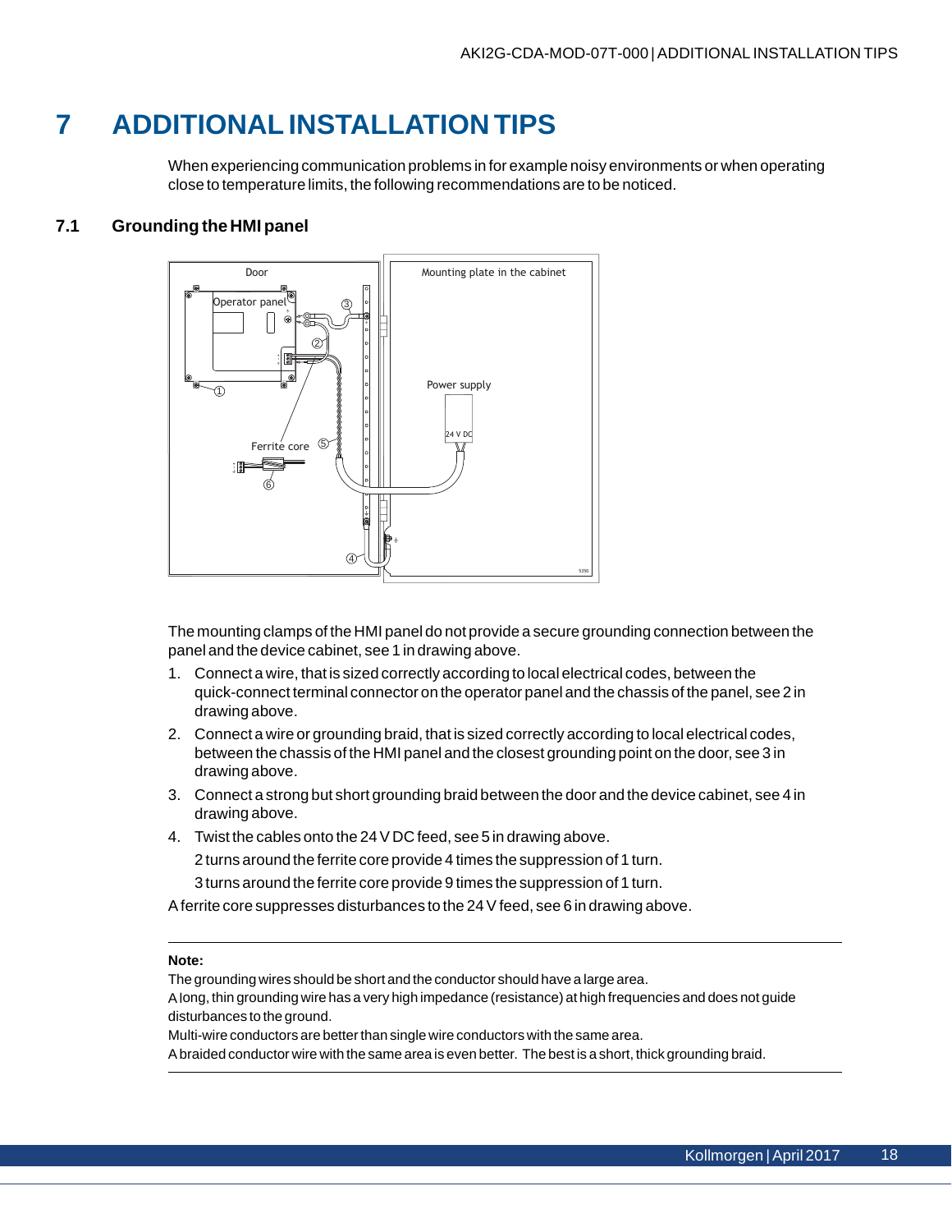# 7 ADDITIONAL INSTALLATION TIPS

When experiencing communication problems in for example noisy environments or when operating close to temperature limits, the following recommendations are to be noticed.

## 7.1 Grounding the HMI panel

The mounting clamps of the HMI panel do not provide a secure grounding connection between the panel and the device cabinet, see 1 in drawing above.

1. Connect a wire, that is sized correctly according to local electrical codes, between the quick-connect terminal connector on the operator panel and the chassis of the panel, see 2 in drawing above.
2. Connect a wire or grounding braid, that is sized correctly according to local electrical codes, between the chassis of the HMI panel and the closest grounding point on the door, see 3 in drawing above.
3. Connect a strong but short grounding braid between the door and the device cabinet, see 4 in drawing above.
4. Twist the cables onto the 24 V DC feed, see 5 in drawing above.

   2 turns around the ferrite core provide 4 times the suppression of 1 turn.

   3 turns around the ferrite core provide 9 times the suppression of 1 turn.

A ferrite core suppresses disturbances to the 24 V feed, see 6 in drawing above.

---

**Note:**

The grounding wires should be short and the conductor should have a large area.

A long, thin grounding wire has a very high impedance (resistance) at high frequencies and does not guide disturbances to the ground.

Multi-wire conductors are better than single wire conductors with the same area.

A braided conductor wire with the same area is even better. The best is a short, thick grounding braid.

---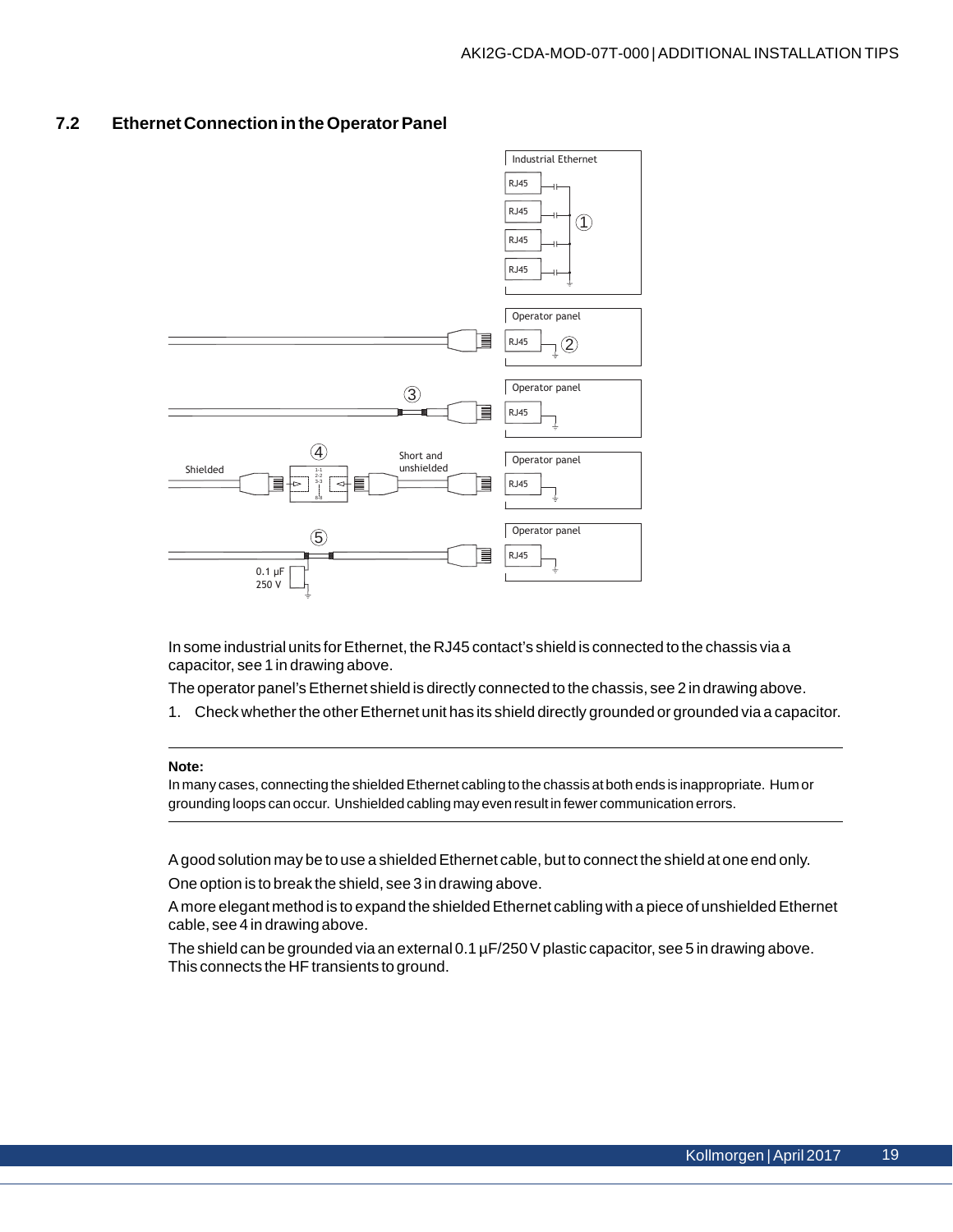## 7.2 Ethernet Connection in the Operator Panel

In some industrial units for Ethernet, the RJ45 contact's shield is connected to the chassis via a capacitor, see 1 in drawing above.

The operator panel's Ethernet shield is directly connected to the chassis, see 2 in drawing above.

1. Check whether the other Ethernet unit has its shield directly grounded or grounded via a capacitor.

---

**Note:**

In many cases, connecting the shielded Ethernet cabling to the chassis at both ends is inappropriate. Hum or grounding loops can occur. Unshielded cabling may even result in fewer communication errors.

---

A good solution may be to use a shielded Ethernet cable, but to connect the shield at one end only.

One option is to break the shield, see 3 in drawing above.

A more elegant method is to expand the shielded Ethernet cabling with a piece of unshielded Ethernet cable, see 4 in drawing above.

The shield can be grounded via an external 0.1 µF/250 V plastic capacitor, see 5 in drawing above. This connects the HF transients to ground.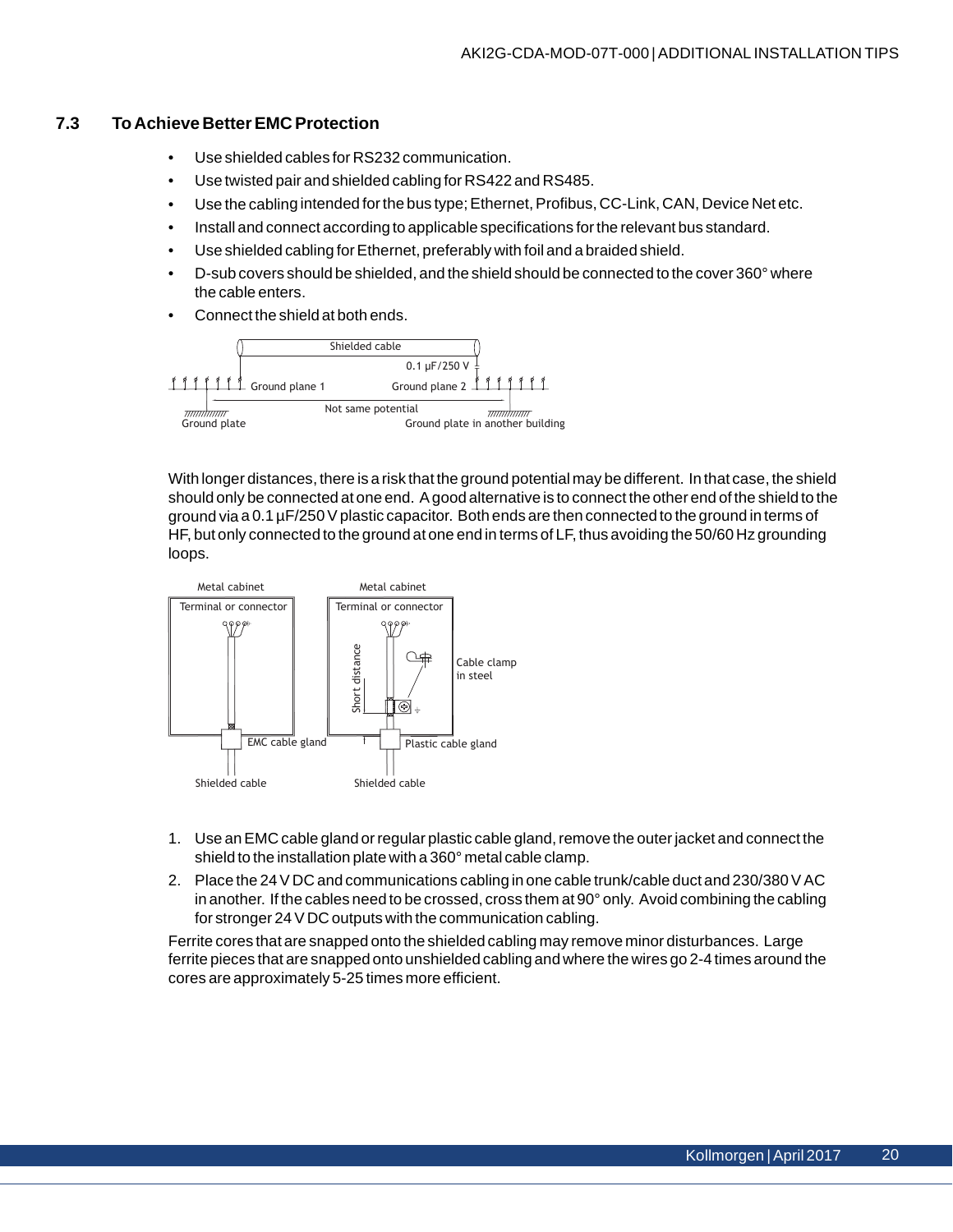## 7.3 To Achieve Better EMC Protection

- Use shielded cables for RS232 communication.
- Use twisted pair and shielded cabling for RS422 and RS485.
- Use the cabling intended for the bus type; Ethernet, Profibus, CC-Link, CAN, Device Net etc.
- Install and connect according to applicable specifications for the relevant bus standard.
- Use shielded cabling for Ethernet, preferably with foil and a braided shield.
- D-sub covers should be shielded, and the shield should be connected to the cover 360° where the cable enters.
- Connect the shield at both ends.

With longer distances, there is a risk that the ground potential may be different. In that case, the shield should only be connected at one end. A good alternative is to connect the other end of the shield to the ground via a 0.1 µF/250 V plastic capacitor. Both ends are then connected to the ground in terms of HF, but only connected to the ground at one end in terms of LF, thus avoiding the 50/60 Hz grounding loops.

1. Use an EMC cable gland or regular plastic cable gland, remove the outer jacket and connect the shield to the installation plate with a 360° metal cable clamp.
2. Place the 24 V DC and communications cabling in one cable trunk/cable duct and 230/380 V AC in another. If the cables need to be crossed, cross them at 90° only. Avoid combining the cabling for stronger 24 V DC outputs with the communication cabling.

Ferrite cores that are snapped onto the shielded cabling may remove minor disturbances. Large ferrite pieces that are snapped onto unshielded cabling and where the wires go 2-4 times around the cores are approximately 5-25 times more efficient.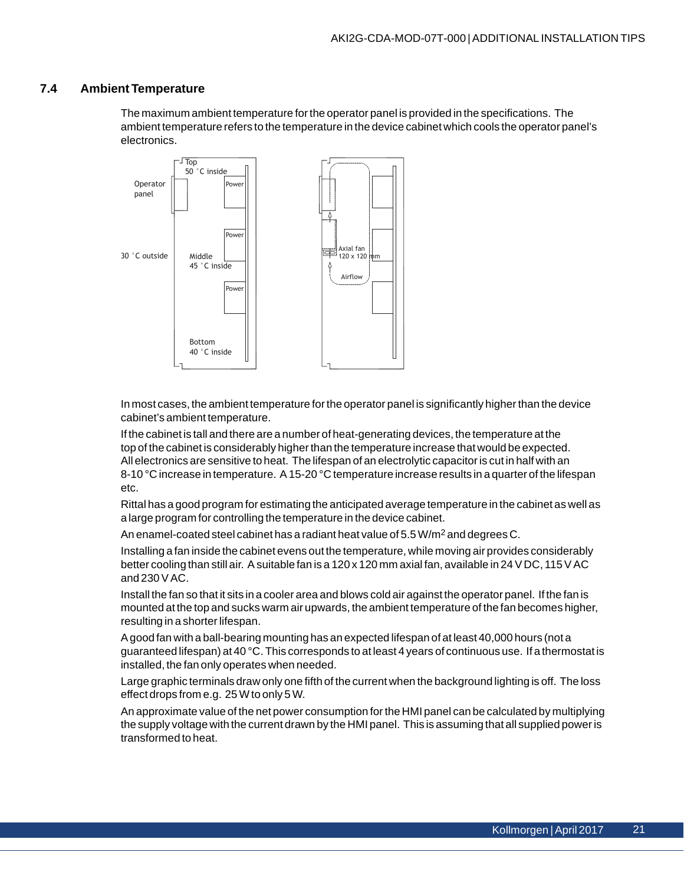## 7.4 Ambient Temperature

The maximum ambient temperature for the operator panel is provided in the specifications. The ambient temperature refers to the temperature in the device cabinet which cools the operator panel's electronics.

In most cases, the ambient temperature for the operator panel is significantly higher than the device cabinet's ambient temperature.

If the cabinet is tall and there are a number of heat-generating devices, the temperature at the top of the cabinet is considerably higher than the temperature increase that would be expected. All electronics are sensitive to heat. The lifespan of an electrolytic capacitor is cut in half with an 8-10 °C increase in temperature. A 15-20 °C temperature increase results in a quarter of the lifespan etc.

Rittal has a good program for estimating the anticipated average temperature in the cabinet as well as a large program for controlling the temperature in the device cabinet.

An enamel-coated steel cabinet has a radiant heat value of 5.5 W/m$^2$ and degrees C.

Installing a fan inside the cabinet evens out the temperature, while moving air provides considerably better cooling than still air. A suitable fan is a 120 x 120 mm axial fan, available in 24 V DC, 115 V AC and 230 V AC.

Install the fan so that it sits in a cooler area and blows cold air against the operator panel. If the fan is mounted at the top and sucks warm air upwards, the ambient temperature of the fan becomes higher, resulting in a shorter lifespan.

A good fan with a ball-bearing mounting has an expected lifespan of at least 40,000 hours (not a guaranteed lifespan) at 40 °C. This corresponds to at least 4 years of continuous use. If a thermostat is installed, the fan only operates when needed.

Large graphic terminals draw only one fifth of the current when the background lighting is off. The loss effect drops from e.g. 25 W to only 5 W.

An approximate value of the net power consumption for the HMI panel can be calculated by multiplying the supply voltage with the current drawn by the HMI panel. This is assuming that all supplied power is transformed to heat.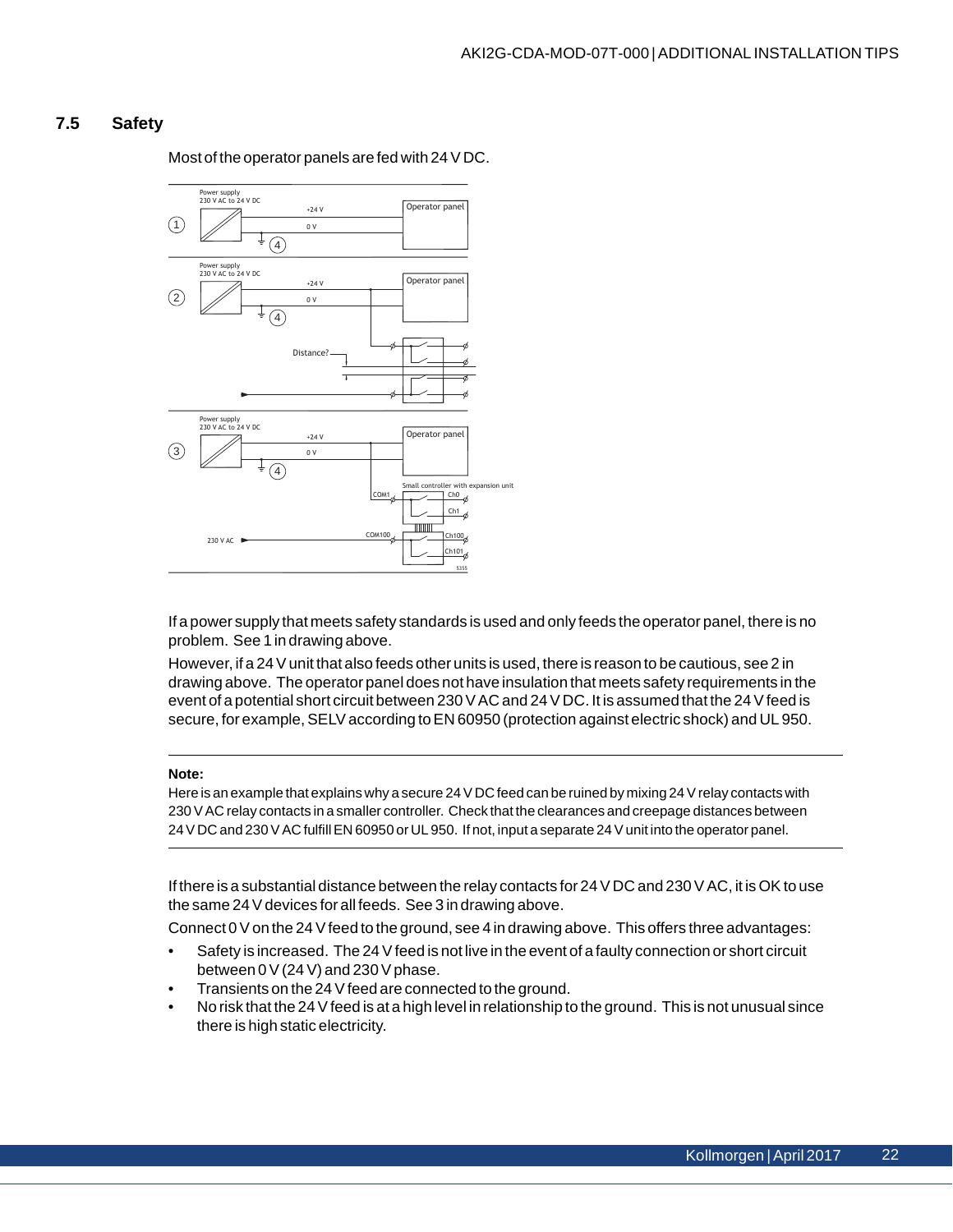## 7.5 Safety

Most of the operator panels are fed with 24 V DC.

If a power supply that meets safety standards is used and only feeds the operator panel, there is no problem. See 1 in drawing above.

However, if a 24 V unit that also feeds other units is used, there is reason to be cautious, see 2 in drawing above. The operator panel does not have insulation that meets safety requirements in the event of a potential short circuit between 230 V AC and 24 V DC. It is assumed that the 24 V feed is secure, for example, SELV according to EN 60950 (protection against electric shock) and UL 950.

---

**Note:**

Here is an example that explains why a secure 24 V DC feed can be ruined by mixing 24 V relay contacts with 230 V AC relay contacts in a smaller controller. Check that the clearances and creepage distances between 24 V DC and 230 V AC fulfill EN 60950 or UL 950. If not, input a separate 24 V unit into the operator panel.

---

If there is a substantial distance between the relay contacts for 24 V DC and 230 V AC, it is OK to use the same 24 V devices for all feeds. See 3 in drawing above.

Connect 0 V on the 24 V feed to the ground, see 4 in drawing above. This offers three advantages:

- Safety is increased. The 24 V feed is not live in the event of a faulty connection or short circuit between 0 V (24 V) and 230 V phase.
- Transients on the 24 V feed are connected to the ground.
- No risk that the 24 V feed is at a high level in relationship to the ground. This is not unusual since there is high static electricity.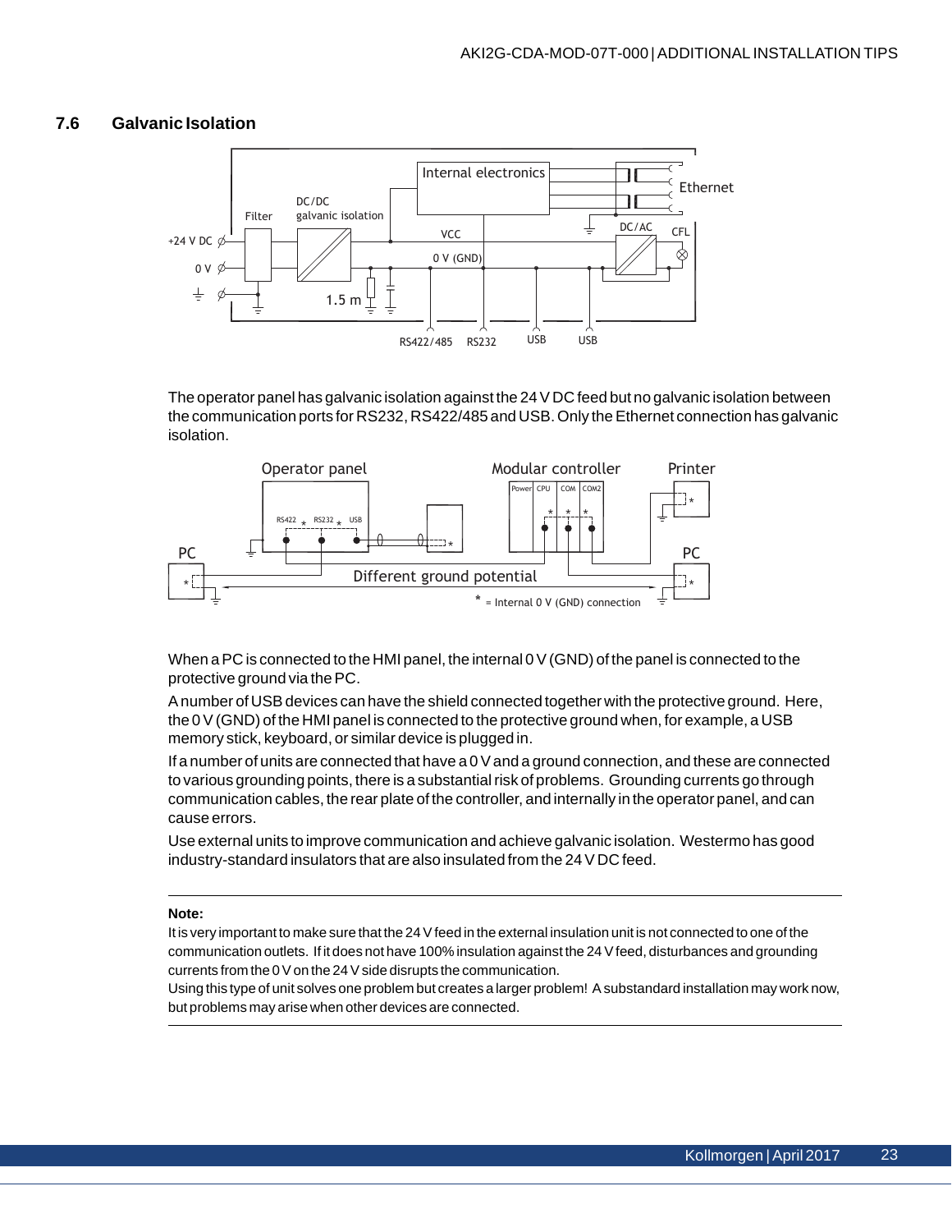## 7.6 Galvanic Isolation

The operator panel has galvanic isolation against the 24 V DC feed but no galvanic isolation between the communication ports for RS232, RS422/485 and USB. Only the Ethernet connection has galvanic isolation.

When a PC is connected to the HMI panel, the internal 0 V (GND) of the panel is connected to the protective ground via the PC.

A number of USB devices can have the shield connected together with the protective ground. Here, the 0 V (GND) of the HMI panel is connected to the protective ground when, for example, a USB memory stick, keyboard, or similar device is plugged in.

If a number of units are connected that have a 0 V and a ground connection, and these are connected to various grounding points, there is a substantial risk of problems. Grounding currents go through communication cables, the rear plate of the controller, and internally in the operator panel, and can cause errors.

Use external units to improve communication and achieve galvanic isolation. Westermo has good industry-standard insulators that are also insulated from the 24 V DC feed.

---

**Note:**

It is very important to make sure that the 24 V feed in the external insulation unit is not connected to one of the communication outlets. If it does not have 100% insulation against the 24 V feed, disturbances and grounding currents from the 0 V on the 24 V side disrupts the communication.

Using this type of unit solves one problem but creates a larger problem! A substandard installation may work now, but problems may arise when other devices are connected.

---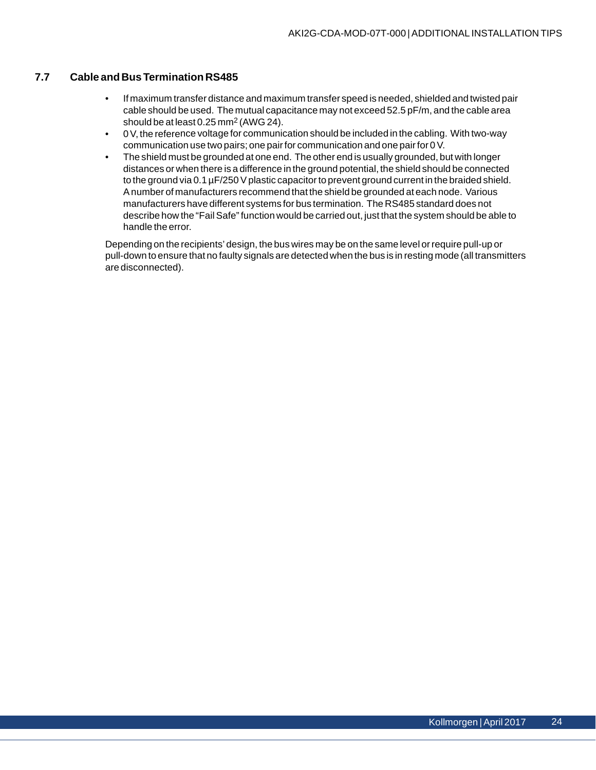## 7.7 Cable and Bus Termination RS485

- If maximum transfer distance and maximum transfer speed is needed, shielded and twisted pair cable should be used. The mutual capacitance may not exceed 52.5 pF/m, and the cable area should be at least 0.25 $mm^2$ (AWG 24).
- 0 V, the reference voltage for communication should be included in the cabling. With two-way communication use two pairs; one pair for communication and one pair for 0 V.
- The shield must be grounded at one end. The other end is usually grounded, but with longer distances or when there is a difference in the ground potential, the shield should be connected to the ground via 0.1 µF/250 V plastic capacitor to prevent ground current in the braided shield. A number of manufacturers recommend that the shield be grounded at each node. Various manufacturers have different systems for bus termination. The RS485 standard does not describe how the "Fail Safe" function would be carried out, just that the system should be able to handle the error.

Depending on the recipients' design, the bus wires may be on the same level or require pull-up or pull-down to ensure that no faulty signals are detected when the bus is in resting mode (all transmitters are disconnected).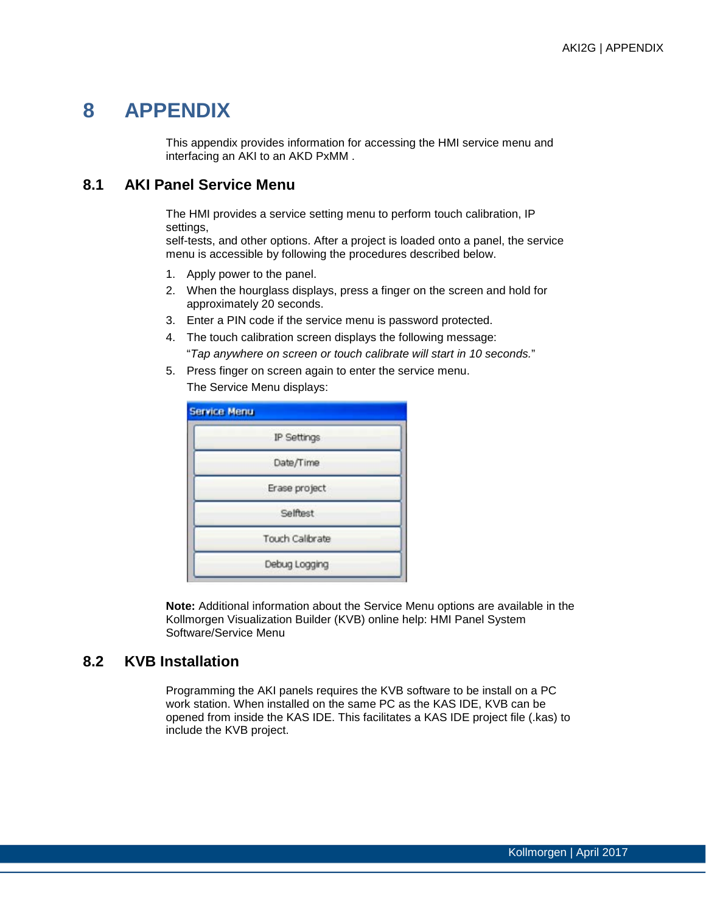# 8 APPENDIX

This appendix provides information for accessing the HMI service menu and interfacing an AKI to an AKD PxMM .

## 8.1 AKI Panel Service Menu

The HMI provides a service setting menu to perform touch calibration, IP settings,
self-tests, and other options. After a project is loaded onto a panel, the service menu is accessible by following the procedures described below.

1. Apply power to the panel.
2. When the hourglass displays, press a finger on the screen and hold for approximately 20 seconds.
3. Enter a PIN code if the service menu is password protected.
4. The touch calibration screen displays the following message:
   "*Tap anywhere on screen or touch calibrate will start in 10 seconds.*"
5. Press finger on screen again to enter the service menu.
   The Service Menu displays:

**Note:** Additional information about the Service Menu options are available in the Kollmorgen Visualization Builder (KVB) online help: HMI Panel System Software/Service Menu

## 8.2 KVB Installation

Programming the AKI panels requires the KVB software to be install on a PC work station. When installed on the same PC as the KAS IDE, KVB can be opened from inside the KAS IDE. This facilitates a KAS IDE project file (.kas) to include the KVB project.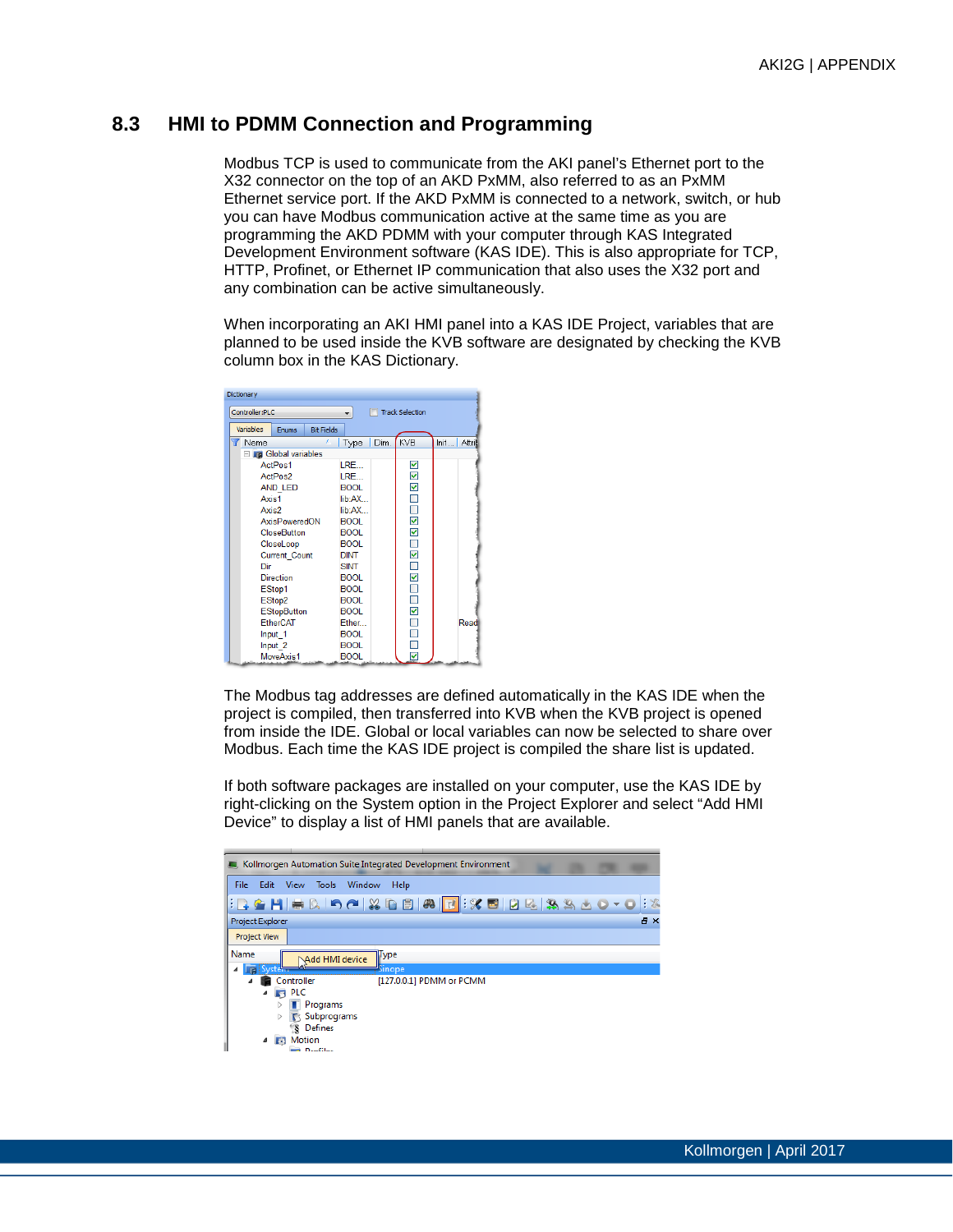## 8.3 HMI to PDMM Connection and Programming

Modbus TCP is used to communicate from the AKI panel's Ethernet port to the X32 connector on the top of an AKD PxMM, also referred to as an PxMM Ethernet service port. If the AKD PxMM is connected to a network, switch, or hub you can have Modbus communication active at the same time as you are programming the AKD PDMM with your computer through KAS Integrated Development Environment software (KAS IDE). This is also appropriate for TCP, HTTP, Profinet, or Ethernet IP communication that also uses the X32 port and any combination can be active simultaneously.

When incorporating an AKI HMI panel into a KAS IDE Project, variables that are planned to be used inside the KVB software are designated by checking the KVB column box in the KAS Dictionary.

The Modbus tag addresses are defined automatically in the KAS IDE when the project is compiled, then transferred into KVB when the KVB project is opened from inside the IDE. Global or local variables can now be selected to share over Modbus. Each time the KAS IDE project is compiled the share list is updated.

If both software packages are installed on your computer, use the KAS IDE by right-clicking on the System option in the Project Explorer and select "Add HMI Device" to display a list of HMI panels that are available.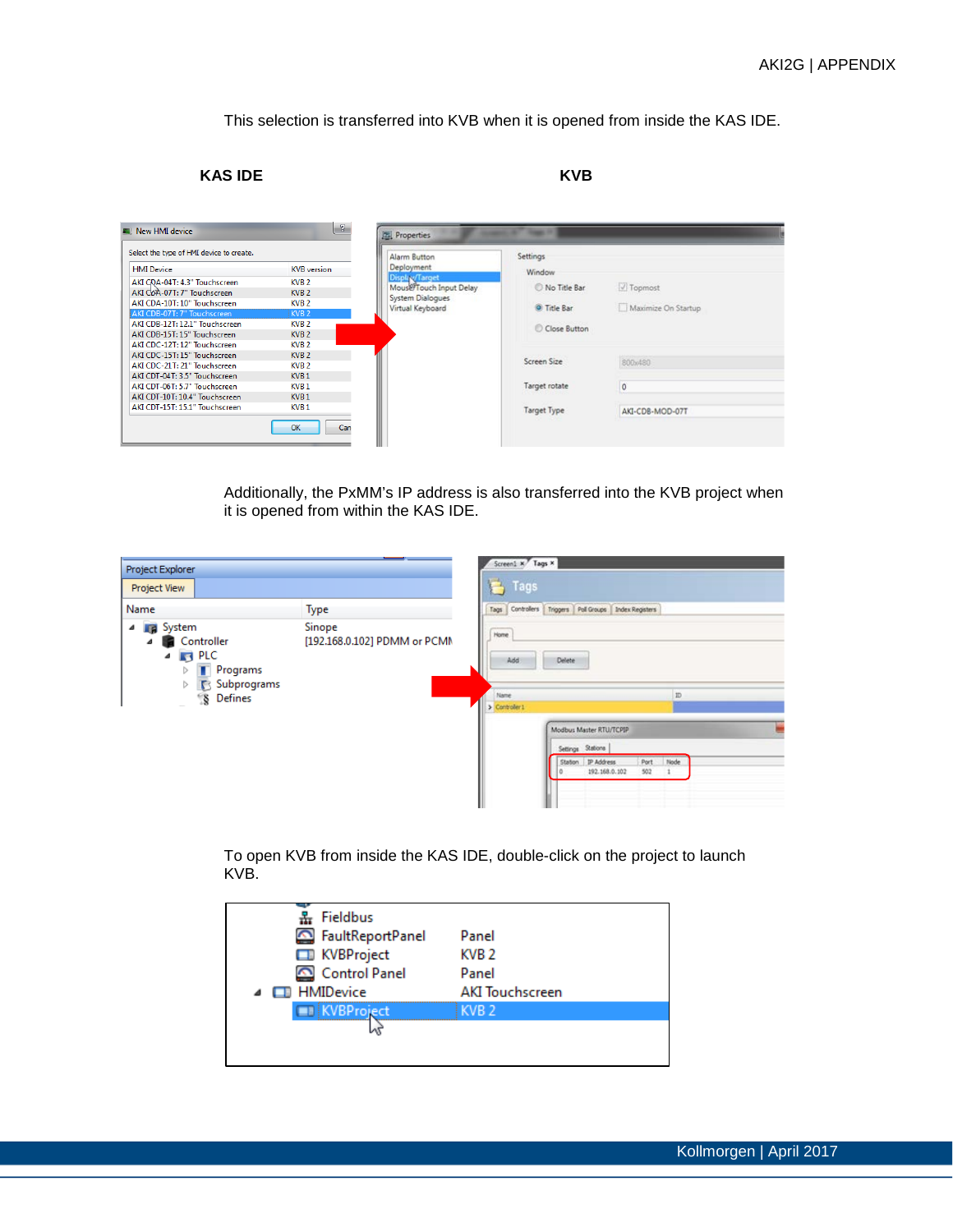This selection is transferred into KVB when it is opened from inside the KAS IDE.

**KAS IDE** **KVB**

Additionally, the PxMM's IP address is also transferred into the KVB project when it is opened from within the KAS IDE.

To open KVB from inside the KAS IDE, double-click on the project to launch KVB.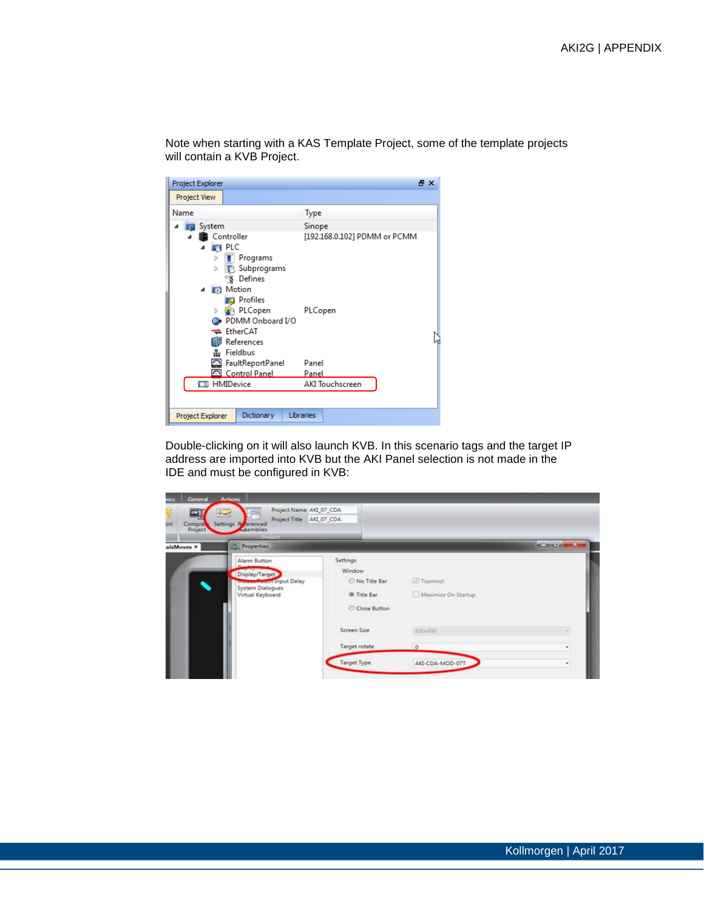Note when starting with a KAS Template Project, some of the template projects will contain a KVB Project.

Double-clicking on it will also launch KVB. In this scenario tags and the target IP address are imported into KVB but the AKI Panel selection is not made in the IDE and must be configured in KVB: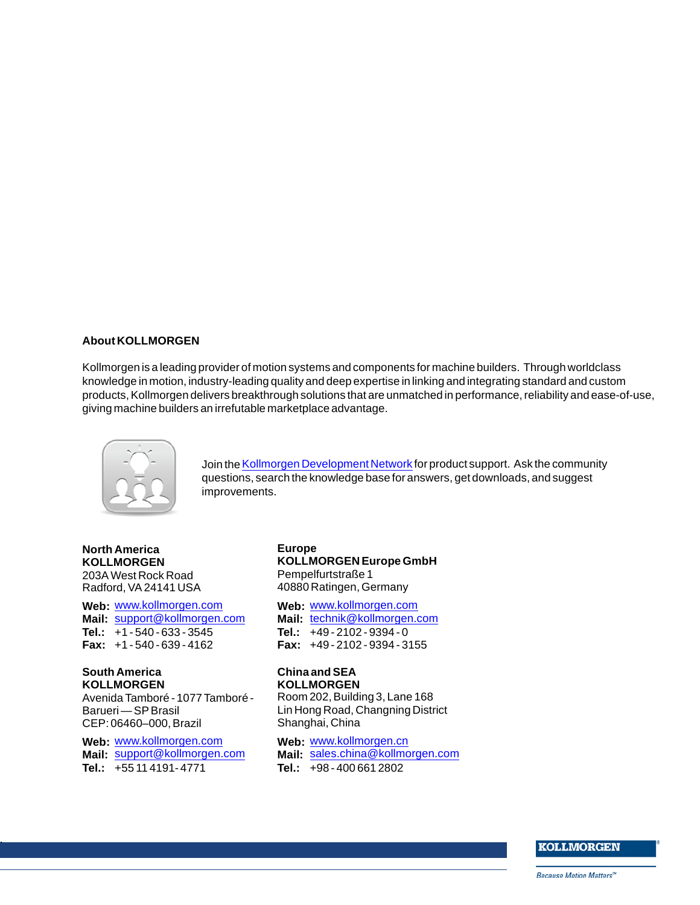## About KOLLMORGEN

Kollmorgen is a leading provider of motion systems and components for machine builders. Through worldclass knowledge in motion, industry-leading quality and deep expertise in linking and integrating standard and custom products, Kollmorgen delivers breakthrough solutions that are unmatched in performance, reliability and ease-of-use, giving machine builders an irrefutable marketplace advantage.

Join the Kollmorgen Development Network for product support. Ask the community questions, search the knowledge base for answers, get downloads, and suggest improvements.

**North America**
**KOLLMORGEN**
203A West Rock Road
Radford, VA 24141 USA

**Web:** www.kollmorgen.com
**Mail:** support@kollmorgen.com
**Tel.:** +1 - 540 - 633 - 3545
**Fax:** +1 - 540 - 639 - 4162

**Europe**
**KOLLMORGEN Europe GmbH**
Pempelfurtstraße 1
40880 Ratingen, Germany

**Web:** www.kollmorgen.com
**Mail:** technik@kollmorgen.com
**Tel.:** +49 - 2102 - 9394 - 0
**Fax:** +49 - 2102 - 9394 - 3155

**South America**
**KOLLMORGEN**
Avenida Tamboré - 1077 Tamboré -
Barueri — SP Brasil
CEP: 06460–000, Brazil

**Web:** www.kollmorgen.com
**Mail:** support@kollmorgen.com
**Tel.:** +55 11 4191- 4771

**China and SEA**
**KOLLMORGEN**
Room 202, Building 3, Lane 168
Lin Hong Road, Changning District
Shanghai, China

**Web:** www.kollmorgen.cn
**Mail:** sales.china@kollmorgen.com
**Tel.:** +98 - 400 661 2802

KOLLMORGEN
Because Motion Matters™